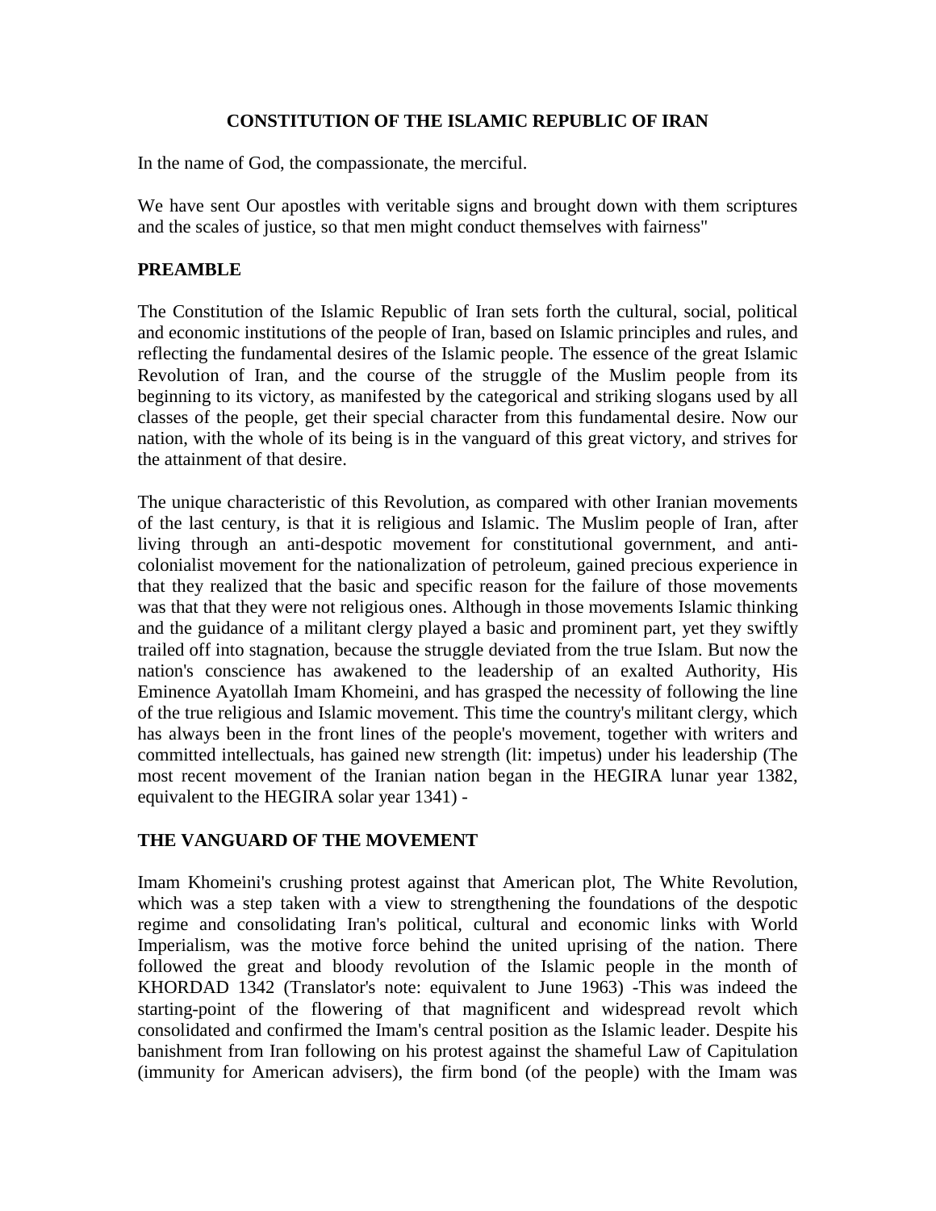# CONSTITUTION OF THE ISLAMIC REPUBLIC OF IRAN

In the name of God, the compassionate, the merciful.

We have sent Our apostles with veritable signs and brought down with them scriptures and the scales of justice, so that men might conduct themselves with fairness"

## PREAMBLE

The Constitution of the Islamic Republic of Iran sets forth the cultural, social, political and economic institutions of the people of Iran, based on Islamic principles and rules, and reflecting the fundamental desires of the Islamic people. The essence of the great Islamic Revolution of Iran, and the course of the struggle of the Muslim people from its beginning to its victory, as manifested by the categorical and striking slogans used by all classes of the people, get their special character from this fundamental desire. Now our nation, with the whole of its being is in the vanguard of this great victory, and strives for the attainment of that desire.

The unique characteristic of this Revolution, as compared with other Iranian movements of the last century, is that it is religious and Islamic. The Muslim people of Iran, after living through an anti-despotic movement for constitutional government, and anti-colonialist movement for the nationalization of petroleum, gained precious experience in that they realized that the basic and specific reason for the failure of those movements was that that they were not religious ones. Although in those movements Islamic thinking and the guidance of a militant clergy played a basic and prominent part, yet they swiftly trailed off into stagnation, because the struggle deviated from the true Islam. But now the nation's conscience has awakened to the leadership of an exalted Authority, His Eminence Ayatollah Imam Khomeini, and has grasped the necessity of following the line of the true religious and Islamic movement. This time the country's militant clergy, which has always been in the front lines of the people's movement, together with writers and committed intellectuals, has gained new strength (lit: impetus) under his leadership (The most recent movement of the Iranian nation began in the HEGIRA lunar year 1382, equivalent to the HEGIRA solar year 1341) -

## THE VANGUARD OF THE MOVEMENT

Imam Khomeini's crushing protest against that American plot, The White Revolution, which was a step taken with a view to strengthening the foundations of the despotic regime and consolidating Iran's political, cultural and economic links with World Imperialism, was the motive force behind the united uprising of the nation. There followed the great and bloody revolution of the Islamic people in the month of KHORDAD 1342 (Translator's note: equivalent to June 1963) -This was indeed the starting-point of the flowering of that magnificent and widespread revolt which consolidated and confirmed the Imam's central position as the Islamic leader. Despite his banishment from Iran following on his protest against the shameful Law of Capitulation (immunity for American advisers), the firm bond (of the people) with the Imam was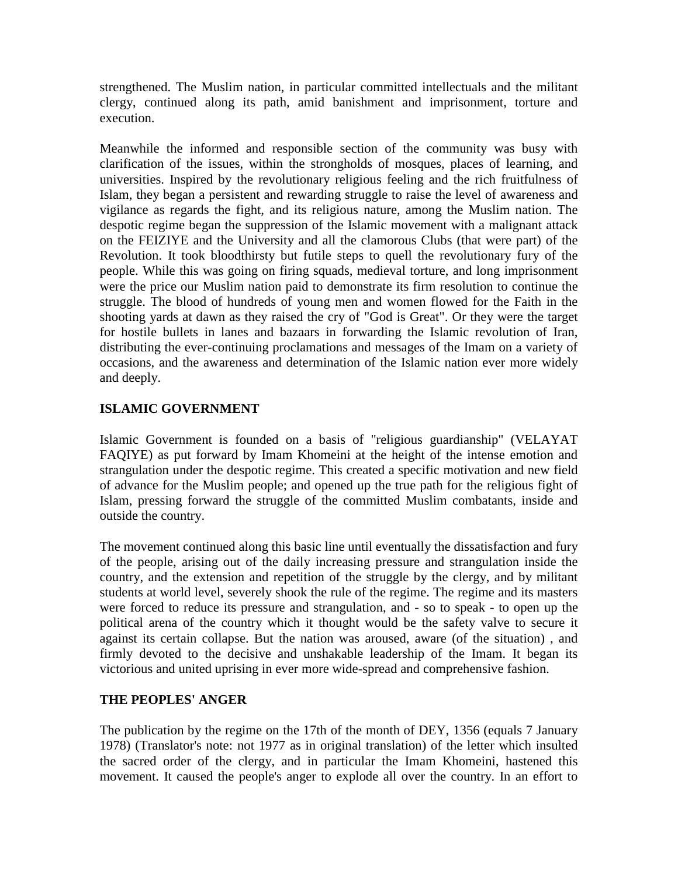strengthened. The Muslim nation, in particular committed intellectuals and the militant clergy, continued along its path, amid banishment and imprisonment, torture and execution.

Meanwhile the informed and responsible section of the community was busy with clarification of the issues, within the strongholds of mosques, places of learning, and universities. Inspired by the revolutionary religious feeling and the rich fruitfulness of Islam, they began a persistent and rewarding struggle to raise the level of awareness and vigilance as regards the fight, and its religious nature, among the Muslim nation. The despotic regime began the suppression of the Islamic movement with a malignant attack on the FEIZIYE and the University and all the clamorous Clubs (that were part) of the Revolution. It took bloodthirsty but futile steps to quell the revolutionary fury of the people. While this was going on firing squads, medieval torture, and long imprisonment were the price our Muslim nation paid to demonstrate its firm resolution to continue the struggle. The blood of hundreds of young men and women flowed for the Faith in the shooting yards at dawn as they raised the cry of "God is Great". Or they were the target for hostile bullets in lanes and bazaars in forwarding the Islamic revolution of Iran, distributing the ever-continuing proclamations and messages of the Imam on a variety of occasions, and the awareness and determination of the Islamic nation ever more widely and deeply.

## ISLAMIC GOVERNMENT

Islamic Government is founded on a basis of "religious guardianship" (VELAYAT FAQIYE) as put forward by Imam Khomeini at the height of the intense emotion and strangulation under the despotic regime. This created a specific motivation and new field of advance for the Muslim people; and opened up the true path for the religious fight of Islam, pressing forward the struggle of the committed Muslim combatants, inside and outside the country.

The movement continued along this basic line until eventually the dissatisfaction and fury of the people, arising out of the daily increasing pressure and strangulation inside the country, and the extension and repetition of the struggle by the clergy, and by militant students at world level, severely shook the rule of the regime. The regime and its masters were forced to reduce its pressure and strangulation, and - so to speak - to open up the political arena of the country which it thought would be the safety valve to secure it against its certain collapse. But the nation was aroused, aware (of the situation) , and firmly devoted to the decisive and unshakable leadership of the Imam. It began its victorious and united uprising in ever more wide-spread and comprehensive fashion.

## THE PEOPLES' ANGER

The publication by the regime on the 17th of the month of DEY, 1356 (equals 7 January 1978) (Translator's note: not 1977 as in original translation) of the letter which insulted the sacred order of the clergy, and in particular the Imam Khomeini, hastened this movement. It caused the people's anger to explode all over the country. In an effort to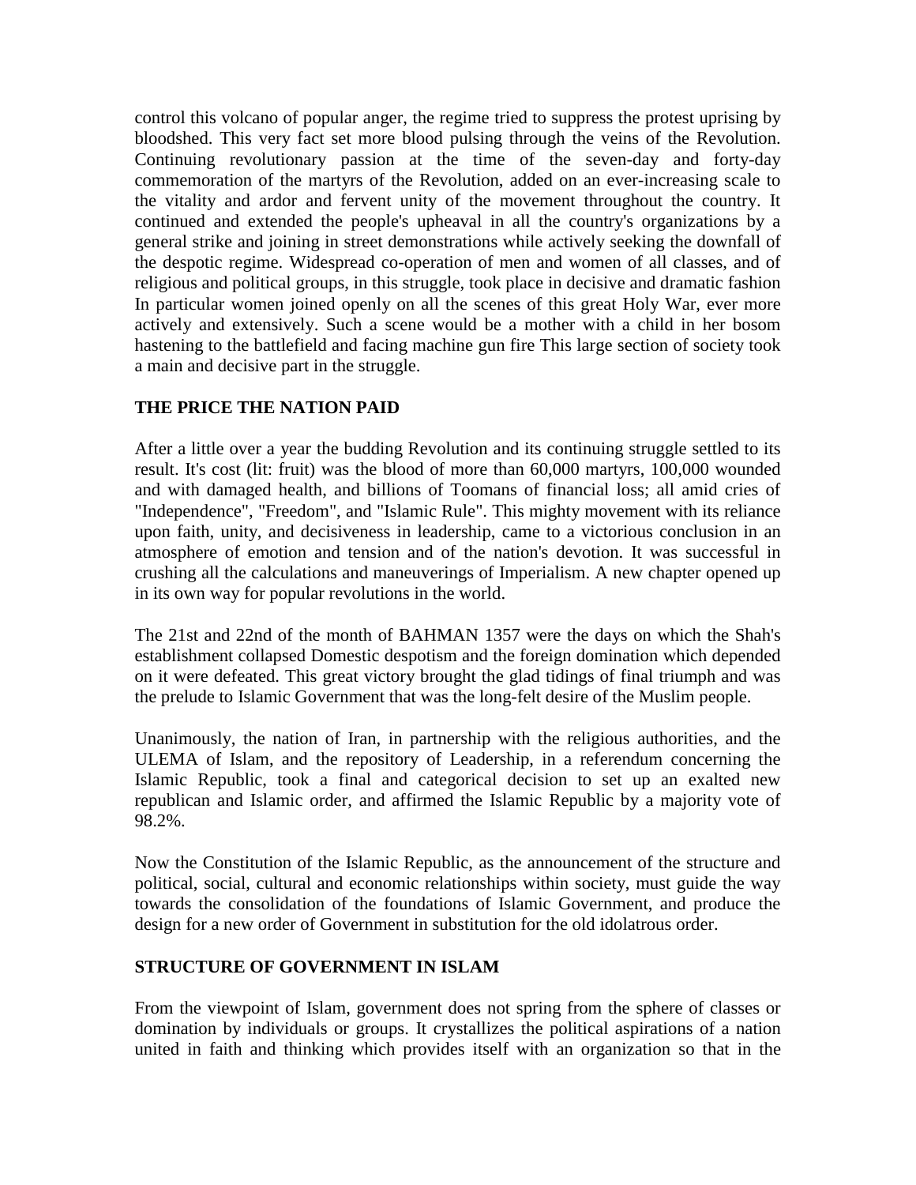control this volcano of popular anger, the regime tried to suppress the protest uprising by bloodshed. This very fact set more blood pulsing through the veins of the Revolution. Continuing revolutionary passion at the time of the seven-day and forty-day commemoration of the martyrs of the Revolution, added on an ever-increasing scale to the vitality and ardor and fervent unity of the movement throughout the country. It continued and extended the people's upheaval in all the country's organizations by a general strike and joining in street demonstrations while actively seeking the downfall of the despotic regime. Widespread co-operation of men and women of all classes, and of religious and political groups, in this struggle, took place in decisive and dramatic fashion In particular women joined openly on all the scenes of this great Holy War, ever more actively and extensively. Such a scene would be a mother with a child in her bosom hastening to the battlefield and facing machine gun fire This large section of society took a main and decisive part in the struggle.

**THE PRICE THE NATION PAID**

After a little over a year the budding Revolution and its continuing struggle settled to its result. It's cost (lit: fruit) was the blood of more than 60,000 martyrs, 100,000 wounded and with damaged health, and billions of Toomans of financial loss; all amid cries of "Independence", "Freedom", and "Islamic Rule". This mighty movement with its reliance upon faith, unity, and decisiveness in leadership, came to a victorious conclusion in an atmosphere of emotion and tension and of the nation's devotion. It was successful in crushing all the calculations and maneuverings of Imperialism. A new chapter opened up in its own way for popular revolutions in the world.

The 21st and 22nd of the month of BAHMAN 1357 were the days on which the Shah's establishment collapsed Domestic despotism and the foreign domination which depended on it were defeated. This great victory brought the glad tidings of final triumph and was the prelude to Islamic Government that was the long-felt desire of the Muslim people.

Unanimously, the nation of Iran, in partnership with the religious authorities, and the ULEMA of Islam, and the repository of Leadership, in a referendum concerning the Islamic Republic, took a final and categorical decision to set up an exalted new republican and Islamic order, and affirmed the Islamic Republic by a majority vote of 98.2%.

Now the Constitution of the Islamic Republic, as the announcement of the structure and political, social, cultural and economic relationships within society, must guide the way towards the consolidation of the foundations of Islamic Government, and produce the design for a new order of Government in substitution for the old idolatrous order.

**STRUCTURE OF GOVERNMENT IN ISLAM**

From the viewpoint of Islam, government does not spring from the sphere of classes or domination by individuals or groups. It crystallizes the political aspirations of a nation united in faith and thinking which provides itself with an organization so that in the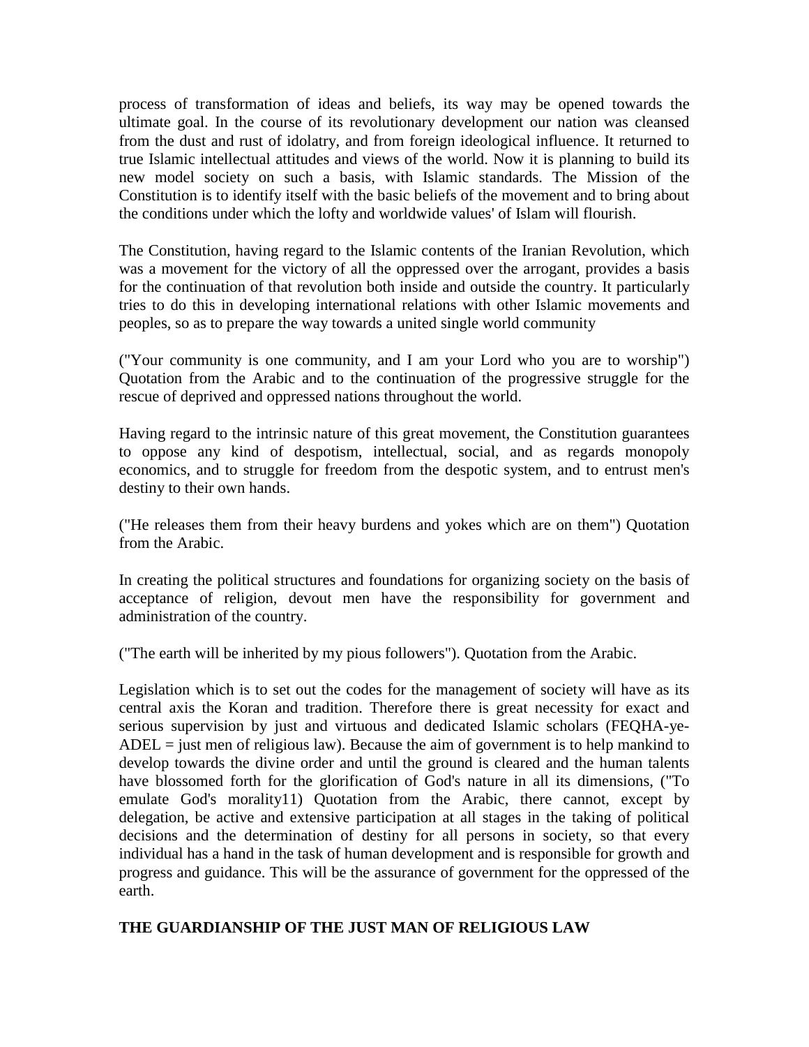process of transformation of ideas and beliefs, its way may be opened towards the ultimate goal. In the course of its revolutionary development our nation was cleansed from the dust and rust of idolatry, and from foreign ideological influence. It returned to true Islamic intellectual attitudes and views of the world. Now it is planning to build its new model society on such a basis, with Islamic standards. The Mission of the Constitution is to identify itself with the basic beliefs of the movement and to bring about the conditions under which the lofty and worldwide values' of Islam will flourish.

The Constitution, having regard to the Islamic contents of the Iranian Revolution, which was a movement for the victory of all the oppressed over the arrogant, provides a basis for the continuation of that revolution both inside and outside the country. It particularly tries to do this in developing international relations with other Islamic movements and peoples, so as to prepare the way towards a united single world community

("Your community is one community, and I am your Lord who you are to worship") Quotation from the Arabic and to the continuation of the progressive struggle for the rescue of deprived and oppressed nations throughout the world.

Having regard to the intrinsic nature of this great movement, the Constitution guarantees to oppose any kind of despotism, intellectual, social, and as regards monopoly economics, and to struggle for freedom from the despotic system, and to entrust men's destiny to their own hands.

("He releases them from their heavy burdens and yokes which are on them") Quotation from the Arabic.

In creating the political structures and foundations for organizing society on the basis of acceptance of religion, devout men have the responsibility for government and administration of the country.

("The earth will be inherited by my pious followers"). Quotation from the Arabic.

Legislation which is to set out the codes for the management of society will have as its central axis the Koran and tradition. Therefore there is great necessity for exact and serious supervision by just and virtuous and dedicated Islamic scholars (FEQHA-ye-ADEL = just men of religious law). Because the aim of government is to help mankind to develop towards the divine order and until the ground is cleared and the human talents have blossomed forth for the glorification of God's nature in all its dimensions, ("To emulate God's morality11) Quotation from the Arabic, there cannot, except by delegation, be active and extensive participation at all stages in the taking of political decisions and the determination of destiny for all persons in society, so that every individual has a hand in the task of human development and is responsible for growth and progress and guidance. This will be the assurance of government for the oppressed of the earth.

**THE GUARDIANSHIP OF THE JUST MAN OF RELIGIOUS LAW**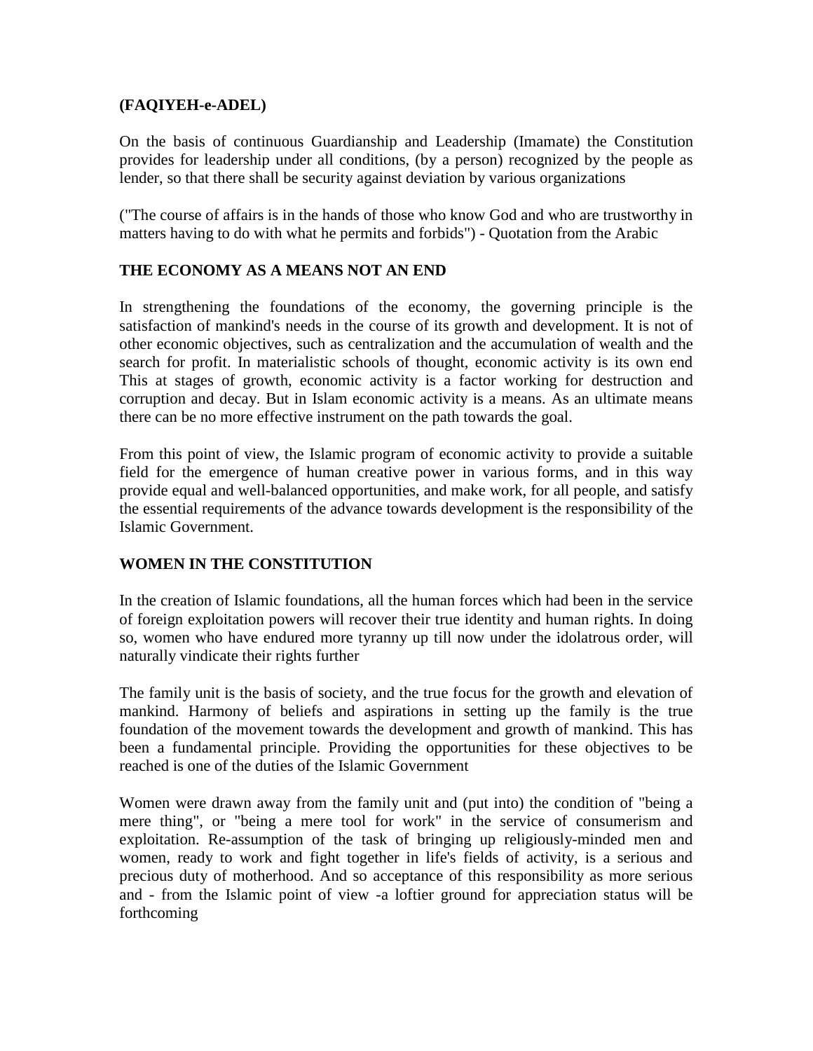**(FAQIYEH-e-ADEL)**

On the basis of continuous Guardianship and Leadership (Imamate) the Constitution provides for leadership under all conditions, (by a person) recognized by the people as lender, so that there shall be security against deviation by various organizations

("The course of affairs is in the hands of those who know God and who are trustworthy in matters having to do with what he permits and forbids") - Quotation from the Arabic

**THE ECONOMY AS A MEANS NOT AN END**

In strengthening the foundations of the economy, the governing principle is the satisfaction of mankind's needs in the course of its growth and development. It is not of other economic objectives, such as centralization and the accumulation of wealth and the search for profit. In materialistic schools of thought, economic activity is its own end This at stages of growth, economic activity is a factor working for destruction and corruption and decay. But in Islam economic activity is a means. As an ultimate means there can be no more effective instrument on the path towards the goal.

From this point of view, the Islamic program of economic activity to provide a suitable field for the emergence of human creative power in various forms, and in this way provide equal and well-balanced opportunities, and make work, for all people, and satisfy the essential requirements of the advance towards development is the responsibility of the Islamic Government.

**WOMEN IN THE CONSTITUTION**

In the creation of Islamic foundations, all the human forces which had been in the service of foreign exploitation powers will recover their true identity and human rights. In doing so, women who have endured more tyranny up till now under the idolatrous order, will naturally vindicate their rights further

The family unit is the basis of society, and the true focus for the growth and elevation of mankind. Harmony of beliefs and aspirations in setting up the family is the true foundation of the movement towards the development and growth of mankind. This has been a fundamental principle. Providing the opportunities for these objectives to be reached is one of the duties of the Islamic Government

Women were drawn away from the family unit and (put into) the condition of "being a mere thing", or "being a mere tool for work" in the service of consumerism and exploitation. Re-assumption of the task of bringing up religiously-minded men and women, ready to work and fight together in life's fields of activity, is a serious and precious duty of motherhood. And so acceptance of this responsibility as more serious and - from the Islamic point of view -a loftier ground for appreciation status will be forthcoming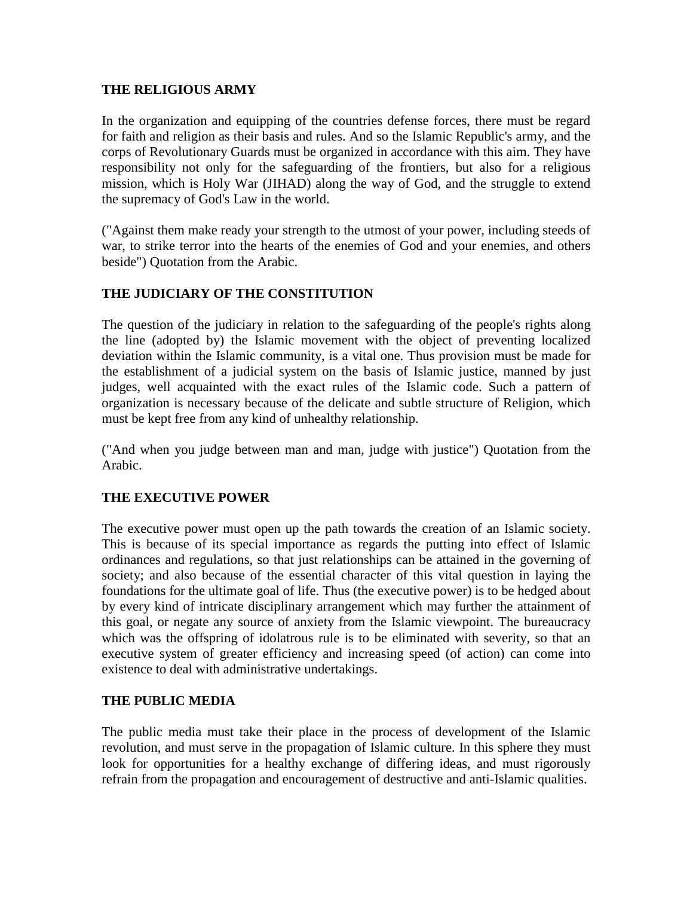**THE RELIGIOUS ARMY**

In the organization and equipping of the countries defense forces, there must be regard for faith and religion as their basis and rules. And so the Islamic Republic's army, and the corps of Revolutionary Guards must be organized in accordance with this aim. They have responsibility not only for the safeguarding of the frontiers, but also for a religious mission, which is Holy War (JIHAD) along the way of God, and the struggle to extend the supremacy of God's Law in the world.

("Against them make ready your strength to the utmost of your power, including steeds of war, to strike terror into the hearts of the enemies of God and your enemies, and others beside") Quotation from the Arabic.

**THE JUDICIARY OF THE CONSTITUTION**

The question of the judiciary in relation to the safeguarding of the people's rights along the line (adopted by) the Islamic movement with the object of preventing localized deviation within the Islamic community, is a vital one. Thus provision must be made for the establishment of a judicial system on the basis of Islamic justice, manned by just judges, well acquainted with the exact rules of the Islamic code. Such a pattern of organization is necessary because of the delicate and subtle structure of Religion, which must be kept free from any kind of unhealthy relationship.

("And when you judge between man and man, judge with justice") Quotation from the Arabic.

**THE EXECUTIVE POWER**

The executive power must open up the path towards the creation of an Islamic society. This is because of its special importance as regards the putting into effect of Islamic ordinances and regulations, so that just relationships can be attained in the governing of society; and also because of the essential character of this vital question in laying the foundations for the ultimate goal of life. Thus (the executive power) is to be hedged about by every kind of intricate disciplinary arrangement which may further the attainment of this goal, or negate any source of anxiety from the Islamic viewpoint. The bureaucracy which was the offspring of idolatrous rule is to be eliminated with severity, so that an executive system of greater efficiency and increasing speed (of action) can come into existence to deal with administrative undertakings.

**THE PUBLIC MEDIA**

The public media must take their place in the process of development of the Islamic revolution, and must serve in the propagation of Islamic culture. In this sphere they must look for opportunities for a healthy exchange of differing ideas, and must rigorously refrain from the propagation and encouragement of destructive and anti-Islamic qualities.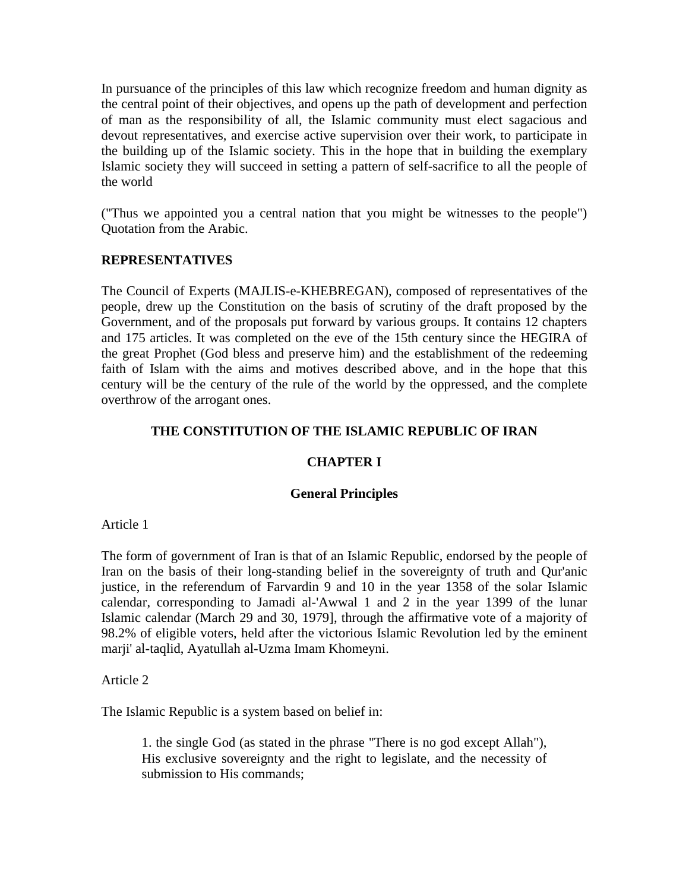In pursuance of the principles of this law which recognize freedom and human dignity as the central point of their objectives, and opens up the path of development and perfection of man as the responsibility of all, the Islamic community must elect sagacious and devout representatives, and exercise active supervision over their work, to participate in the building up of the Islamic society. This in the hope that in building the exemplary Islamic society they will succeed in setting a pattern of self-sacrifice to all the people of the world

("Thus we appointed you a central nation that you might be witnesses to the people") Quotation from the Arabic.

**REPRESENTATIVES**

The Council of Experts (MAJLIS-e-KHEBREGAN), composed of representatives of the people, drew up the Constitution on the basis of scrutiny of the draft proposed by the Government, and of the proposals put forward by various groups. It contains 12 chapters and 175 articles. It was completed on the eve of the 15th century since the HEGIRA of the great Prophet (God bless and preserve him) and the establishment of the redeeming faith of Islam with the aims and motives described above, and in the hope that this century will be the century of the rule of the world by the oppressed, and the complete overthrow of the arrogant ones.

## THE CONSTITUTION OF THE ISLAMIC REPUBLIC OF IRAN

## CHAPTER I

### General Principles

Article 1

The form of government of Iran is that of an Islamic Republic, endorsed by the people of Iran on the basis of their long-standing belief in the sovereignty of truth and Qur'anic justice, in the referendum of Farvardin 9 and 10 in the year 1358 of the solar Islamic calendar, corresponding to Jamadi al-'Awwal 1 and 2 in the year 1399 of the lunar Islamic calendar (March 29 and 30, 1979], through the affirmative vote of a majority of 98.2% of eligible voters, held after the victorious Islamic Revolution led by the eminent marji' al-taqlid, Ayatullah al-Uzma Imam Khomeyni.

Article 2

The Islamic Republic is a system based on belief in:

> 1. the single God (as stated in the phrase "There is no god except Allah"), His exclusive sovereignty and the right to legislate, and the necessity of submission to His commands;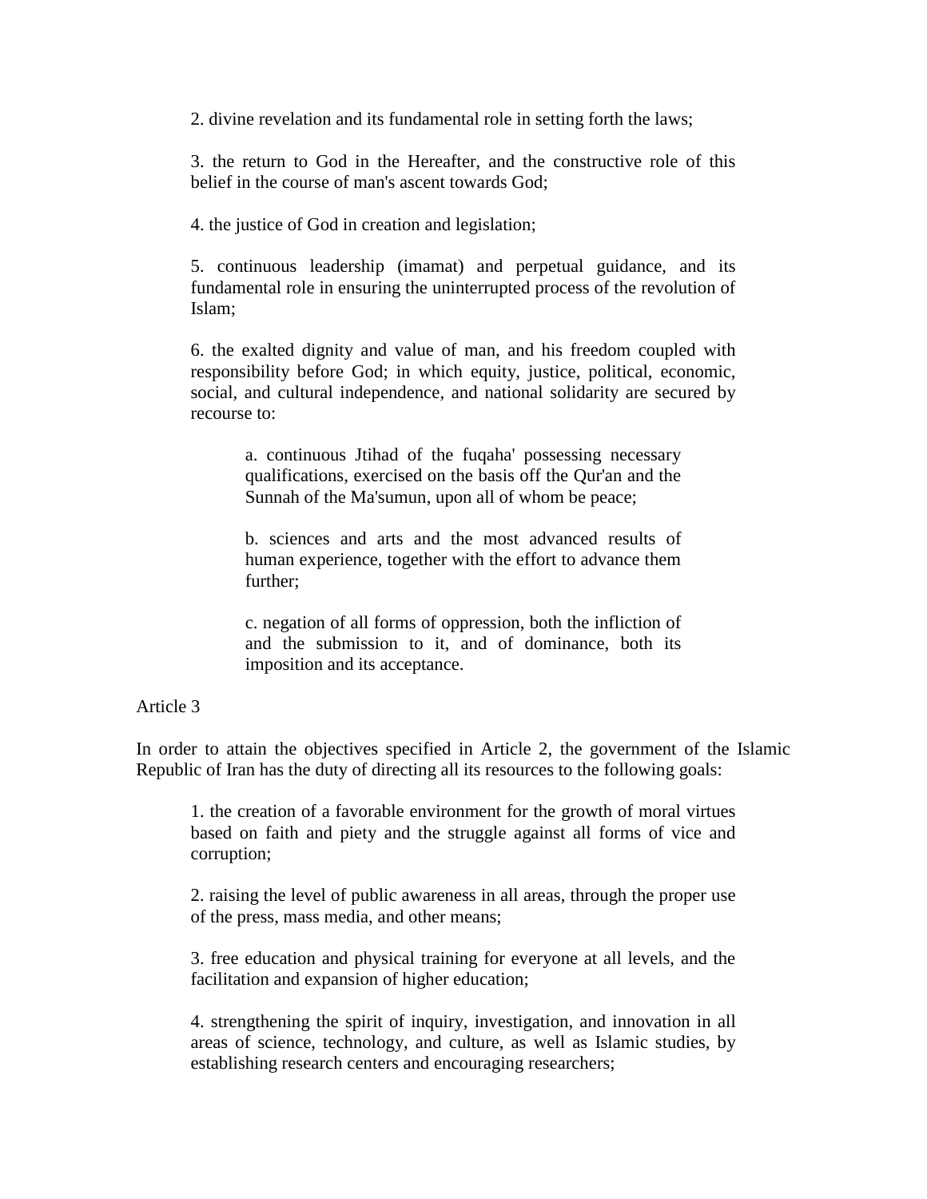2. divine revelation and its fundamental role in setting forth the laws;

3. the return to God in the Hereafter, and the constructive role of this belief in the course of man's ascent towards God;

4. the justice of God in creation and legislation;

5. continuous leadership (imamat) and perpetual guidance, and its fundamental role in ensuring the uninterrupted process of the revolution of Islam;

6. the exalted dignity and value of man, and his freedom coupled with responsibility before God; in which equity, justice, political, economic, social, and cultural independence, and national solidarity are secured by recourse to:

> a. continuous Jtihad of the fuqaha' possessing necessary qualifications, exercised on the basis off the Qur'an and the Sunnah of the Ma'sumun, upon all of whom be peace;
>
> b. sciences and arts and the most advanced results of human experience, together with the effort to advance them further;
>
> c. negation of all forms of oppression, both the infliction of and the submission to it, and of dominance, both its imposition and its acceptance.

Article 3

In order to attain the objectives specified in Article 2, the government of the Islamic Republic of Iran has the duty of directing all its resources to the following goals:

1. the creation of a favorable environment for the growth of moral virtues based on faith and piety and the struggle against all forms of vice and corruption;

2. raising the level of public awareness in all areas, through the proper use of the press, mass media, and other means;

3. free education and physical training for everyone at all levels, and the facilitation and expansion of higher education;

4. strengthening the spirit of inquiry, investigation, and innovation in all areas of science, technology, and culture, as well as Islamic studies, by establishing research centers and encouraging researchers;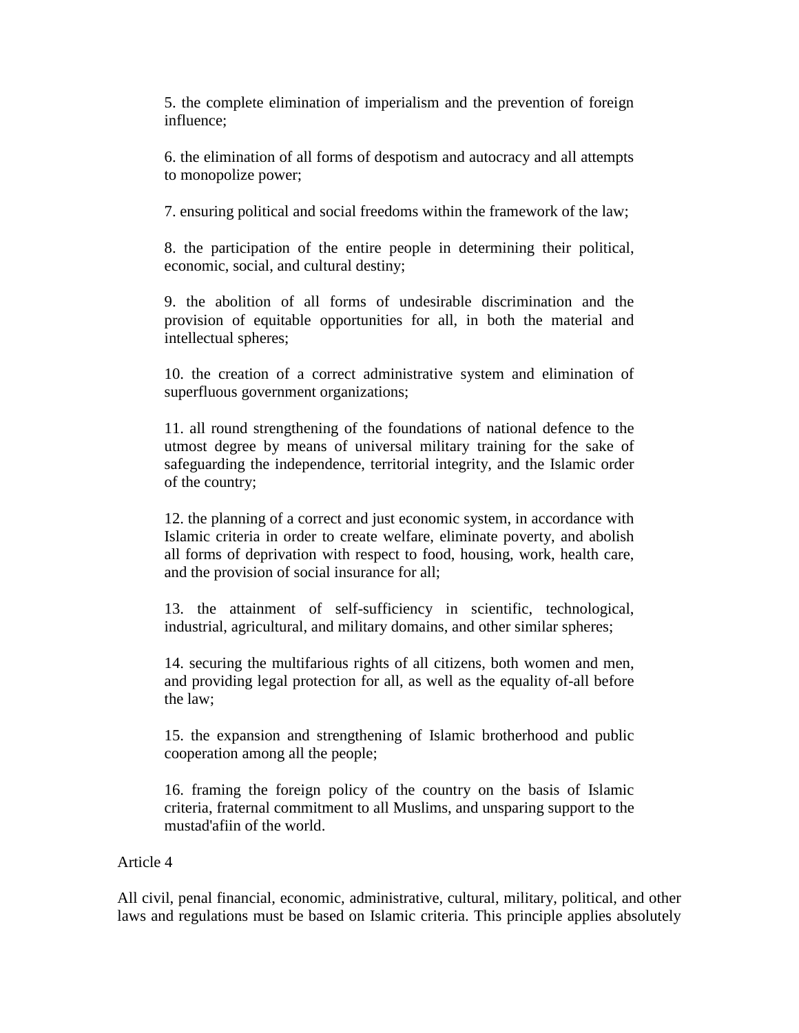5. the complete elimination of imperialism and the prevention of foreign influence;

6. the elimination of all forms of despotism and autocracy and all attempts to monopolize power;

7. ensuring political and social freedoms within the framework of the law;

8. the participation of the entire people in determining their political, economic, social, and cultural destiny;

9. the abolition of all forms of undesirable discrimination and the provision of equitable opportunities for all, in both the material and intellectual spheres;

10. the creation of a correct administrative system and elimination of superfluous government organizations;

11. all round strengthening of the foundations of national defence to the utmost degree by means of universal military training for the sake of safeguarding the independence, territorial integrity, and the Islamic order of the country;

12. the planning of a correct and just economic system, in accordance with Islamic criteria in order to create welfare, eliminate poverty, and abolish all forms of deprivation with respect to food, housing, work, health care, and the provision of social insurance for all;

13. the attainment of self-sufficiency in scientific, technological, industrial, agricultural, and military domains, and other similar spheres;

14. securing the multifarious rights of all citizens, both women and men, and providing legal protection for all, as well as the equality of-all before the law;

15. the expansion and strengthening of Islamic brotherhood and public cooperation among all the people;

16. framing the foreign policy of the country on the basis of Islamic criteria, fraternal commitment to all Muslims, and unsparing support to the mustad'afiin of the world.

Article 4

All civil, penal financial, economic, administrative, cultural, military, political, and other laws and regulations must be based on Islamic criteria. This principle applies absolutely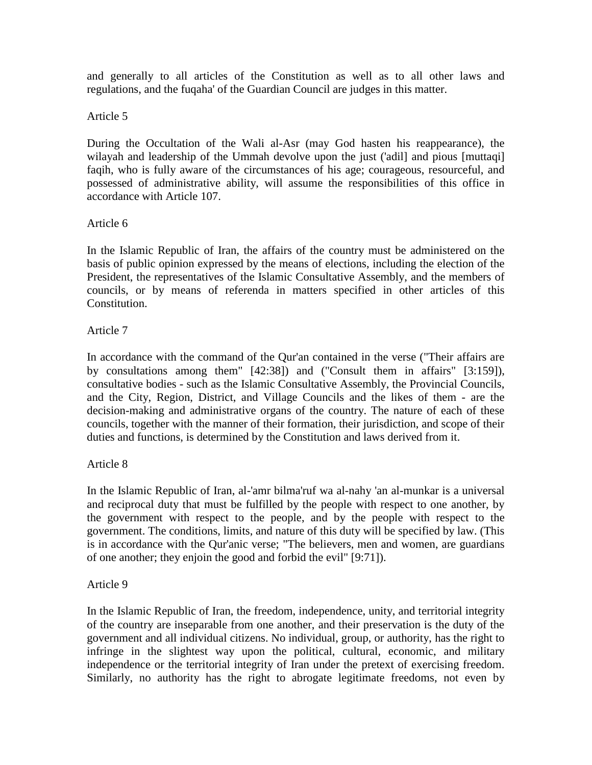and generally to all articles of the Constitution as well as to all other laws and regulations, and the fuqaha' of the Guardian Council are judges in this matter.

Article 5

During the Occultation of the Wali al-Asr (may God hasten his reappearance), the wilayah and leadership of the Ummah devolve upon the just ('adil] and pious [muttaqi] faqih, who is fully aware of the circumstances of his age; courageous, resourceful, and possessed of administrative ability, will assume the responsibilities of this office in accordance with Article 107.

Article 6

In the Islamic Republic of Iran, the affairs of the country must be administered on the basis of public opinion expressed by the means of elections, including the election of the President, the representatives of the Islamic Consultative Assembly, and the members of councils, or by means of referenda in matters specified in other articles of this Constitution.

Article 7

In accordance with the command of the Qur'an contained in the verse ("Their affairs are by consultations among them" [42:38]) and ("Consult them in affairs" [3:159]), consultative bodies - such as the Islamic Consultative Assembly, the Provincial Councils, and the City, Region, District, and Village Councils and the likes of them - are the decision-making and administrative organs of the country. The nature of each of these councils, together with the manner of their formation, their jurisdiction, and scope of their duties and functions, is determined by the Constitution and laws derived from it.

Article 8

In the Islamic Republic of Iran, al-'amr bilma'ruf wa al-nahy 'an al-munkar is a universal and reciprocal duty that must be fulfilled by the people with respect to one another, by the government with respect to the people, and by the people with respect to the government. The conditions, limits, and nature of this duty will be specified by law. (This is in accordance with the Qur'anic verse; "The believers, men and women, are guardians of one another; they enjoin the good and forbid the evil" [9:71]).

Article 9

In the Islamic Republic of Iran, the freedom, independence, unity, and territorial integrity of the country are inseparable from one another, and their preservation is the duty of the government and all individual citizens. No individual, group, or authority, has the right to infringe in the slightest way upon the political, cultural, economic, and military independence or the territorial integrity of Iran under the pretext of exercising freedom. Similarly, no authority has the right to abrogate legitimate freedoms, not even by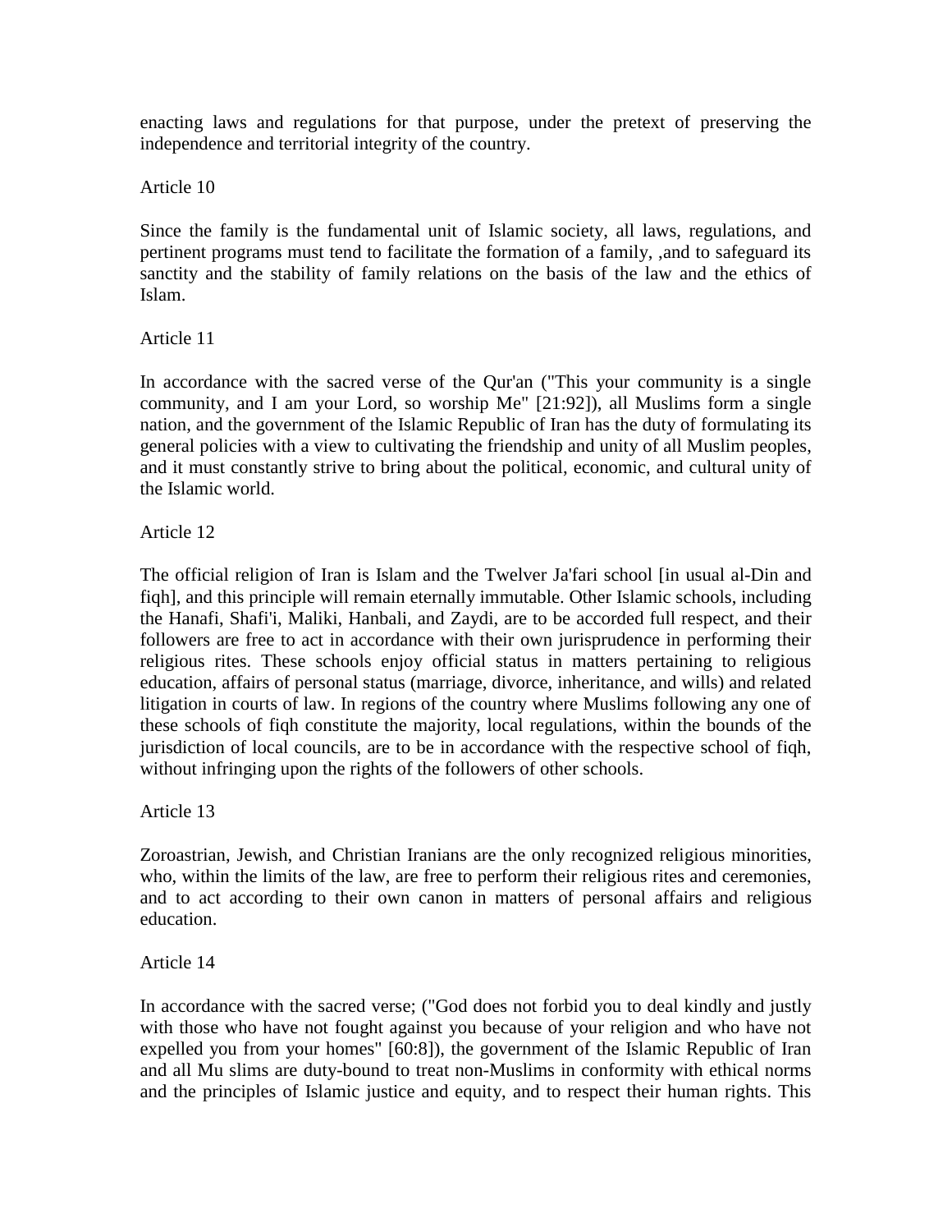enacting laws and regulations for that purpose, under the pretext of preserving the independence and territorial integrity of the country.

Article 10

Since the family is the fundamental unit of Islamic society, all laws, regulations, and pertinent programs must tend to facilitate the formation of a family, ,and to safeguard its sanctity and the stability of family relations on the basis of the law and the ethics of Islam.

Article 11

In accordance with the sacred verse of the Qur'an ("This your community is a single community, and I am your Lord, so worship Me" [21:92]), all Muslims form a single nation, and the government of the Islamic Republic of Iran has the duty of formulating its general policies with a view to cultivating the friendship and unity of all Muslim peoples, and it must constantly strive to bring about the political, economic, and cultural unity of the Islamic world.

Article 12

The official religion of Iran is Islam and the Twelver Ja'fari school [in usual al-Din and fiqh], and this principle will remain eternally immutable. Other Islamic schools, including the Hanafi, Shafi'i, Maliki, Hanbali, and Zaydi, are to be accorded full respect, and their followers are free to act in accordance with their own jurisprudence in performing their religious rites. These schools enjoy official status in matters pertaining to religious education, affairs of personal status (marriage, divorce, inheritance, and wills) and related litigation in courts of law. In regions of the country where Muslims following any one of these schools of fiqh constitute the majority, local regulations, within the bounds of the jurisdiction of local councils, are to be in accordance with the respective school of fiqh, without infringing upon the rights of the followers of other schools.

Article 13

Zoroastrian, Jewish, and Christian Iranians are the only recognized religious minorities, who, within the limits of the law, are free to perform their religious rites and ceremonies, and to act according to their own canon in matters of personal affairs and religious education.

Article 14

In accordance with the sacred verse; ("God does not forbid you to deal kindly and justly with those who have not fought against you because of your religion and who have not expelled you from your homes" [60:8]), the government of the Islamic Republic of Iran and all Mu slims are duty-bound to treat non-Muslims in conformity with ethical norms and the principles of Islamic justice and equity, and to respect their human rights. This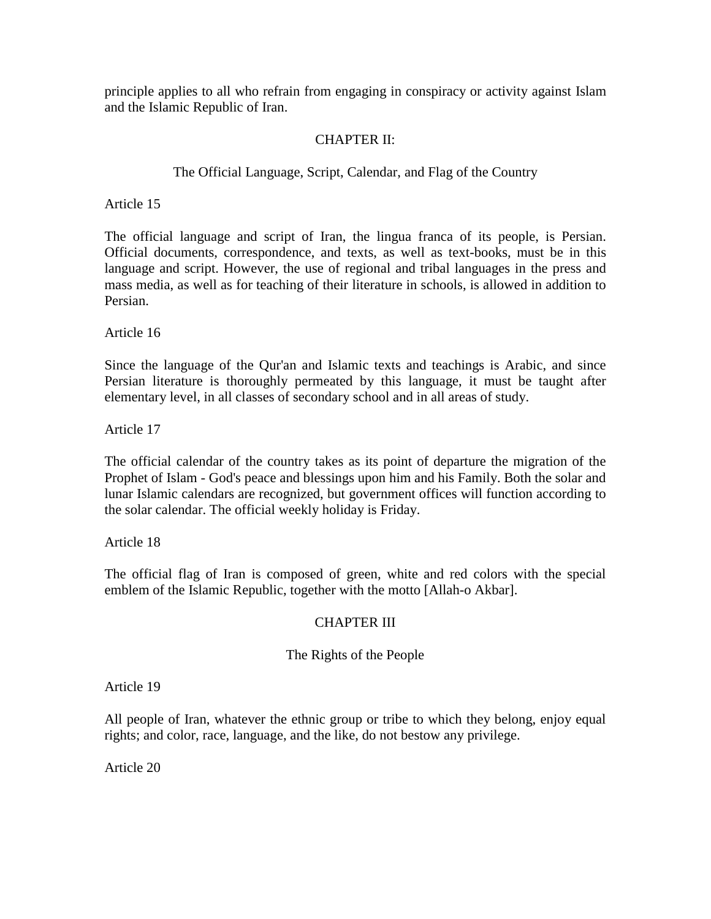principle applies to all who refrain from engaging in conspiracy or activity against Islam and the Islamic Republic of Iran.

## CHAPTER II:

### The Official Language, Script, Calendar, and Flag of the Country

Article 15

The official language and script of Iran, the lingua franca of its people, is Persian. Official documents, correspondence, and texts, as well as text-books, must be in this language and script. However, the use of regional and tribal languages in the press and mass media, as well as for teaching of their literature in schools, is allowed in addition to Persian.

Article 16

Since the language of the Qur'an and Islamic texts and teachings is Arabic, and since Persian literature is thoroughly permeated by this language, it must be taught after elementary level, in all classes of secondary school and in all areas of study.

Article 17

The official calendar of the country takes as its point of departure the migration of the Prophet of Islam - God's peace and blessings upon him and his Family. Both the solar and lunar Islamic calendars are recognized, but government offices will function according to the solar calendar. The official weekly holiday is Friday.

Article 18

The official flag of Iran is composed of green, white and red colors with the special emblem of the Islamic Republic, together with the motto [Allah-o Akbar].

## CHAPTER III

### The Rights of the People

Article 19

All people of Iran, whatever the ethnic group or tribe to which they belong, enjoy equal rights; and color, race, language, and the like, do not bestow any privilege.

Article 20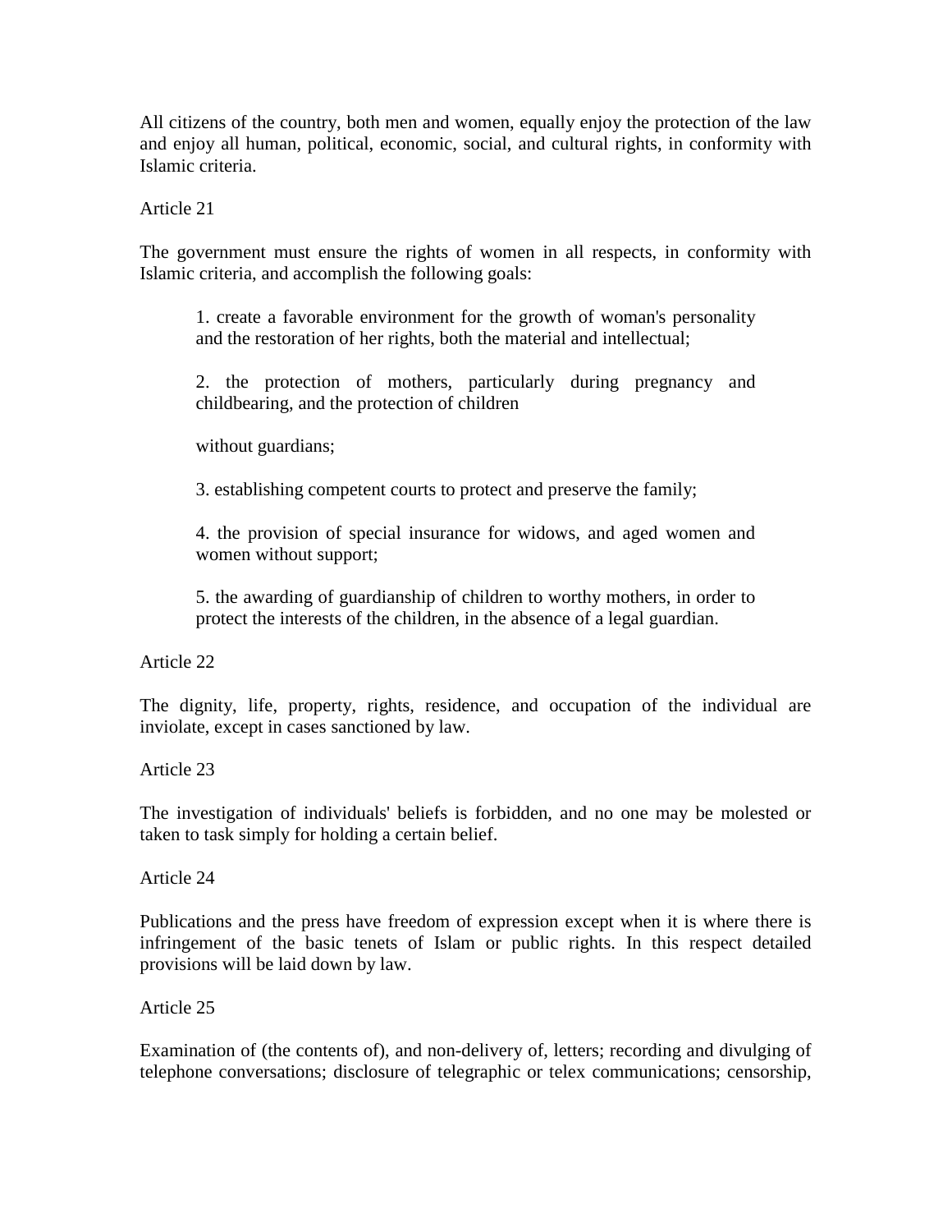All citizens of the country, both men and women, equally enjoy the protection of the law and enjoy all human, political, economic, social, and cultural rights, in conformity with Islamic criteria.

Article 21

The government must ensure the rights of women in all respects, in conformity with Islamic criteria, and accomplish the following goals:

> 1. create a favorable environment for the growth of woman's personality and the restoration of her rights, both the material and intellectual;
>
> 2. the protection of mothers, particularly during pregnancy and childbearing, and the protection of children
>
> without guardians;
>
> 3. establishing competent courts to protect and preserve the family;
>
> 4. the provision of special insurance for widows, and aged women and women without support;
>
> 5. the awarding of guardianship of children to worthy mothers, in order to protect the interests of the children, in the absence of a legal guardian.

Article 22

The dignity, life, property, rights, residence, and occupation of the individual are inviolate, except in cases sanctioned by law.

Article 23

The investigation of individuals' beliefs is forbidden, and no one may be molested or taken to task simply for holding a certain belief.

Article 24

Publications and the press have freedom of expression except when it is where there is infringement of the basic tenets of Islam or public rights. In this respect detailed provisions will be laid down by law.

Article 25

Examination of (the contents of), and non-delivery of, letters; recording and divulging of telephone conversations; disclosure of telegraphic or telex communications; censorship,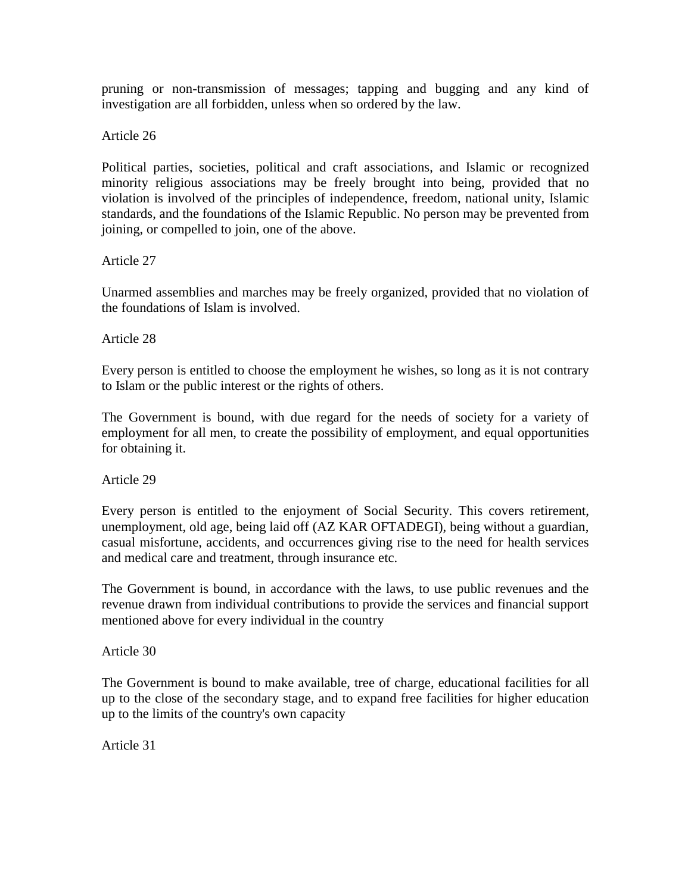pruning or non-transmission of messages; tapping and bugging and any kind of investigation are all forbidden, unless when so ordered by the law.

Article 26

Political parties, societies, political and craft associations, and Islamic or recognized minority religious associations may be freely brought into being, provided that no violation is involved of the principles of independence, freedom, national unity, Islamic standards, and the foundations of the Islamic Republic. No person may be prevented from joining, or compelled to join, one of the above.

Article 27

Unarmed assemblies and marches may be freely organized, provided that no violation of the foundations of Islam is involved.

Article 28

Every person is entitled to choose the employment he wishes, so long as it is not contrary to Islam or the public interest or the rights of others.

The Government is bound, with due regard for the needs of society for a variety of employment for all men, to create the possibility of employment, and equal opportunities for obtaining it.

Article 29

Every person is entitled to the enjoyment of Social Security. This covers retirement, unemployment, old age, being laid off (AZ KAR OFTADEGI), being without a guardian, casual misfortune, accidents, and occurrences giving rise to the need for health services and medical care and treatment, through insurance etc.

The Government is bound, in accordance with the laws, to use public revenues and the revenue drawn from individual contributions to provide the services and financial support mentioned above for every individual in the country

Article 30

The Government is bound to make available, tree of charge, educational facilities for all up to the close of the secondary stage, and to expand free facilities for higher education up to the limits of the country's own capacity

Article 31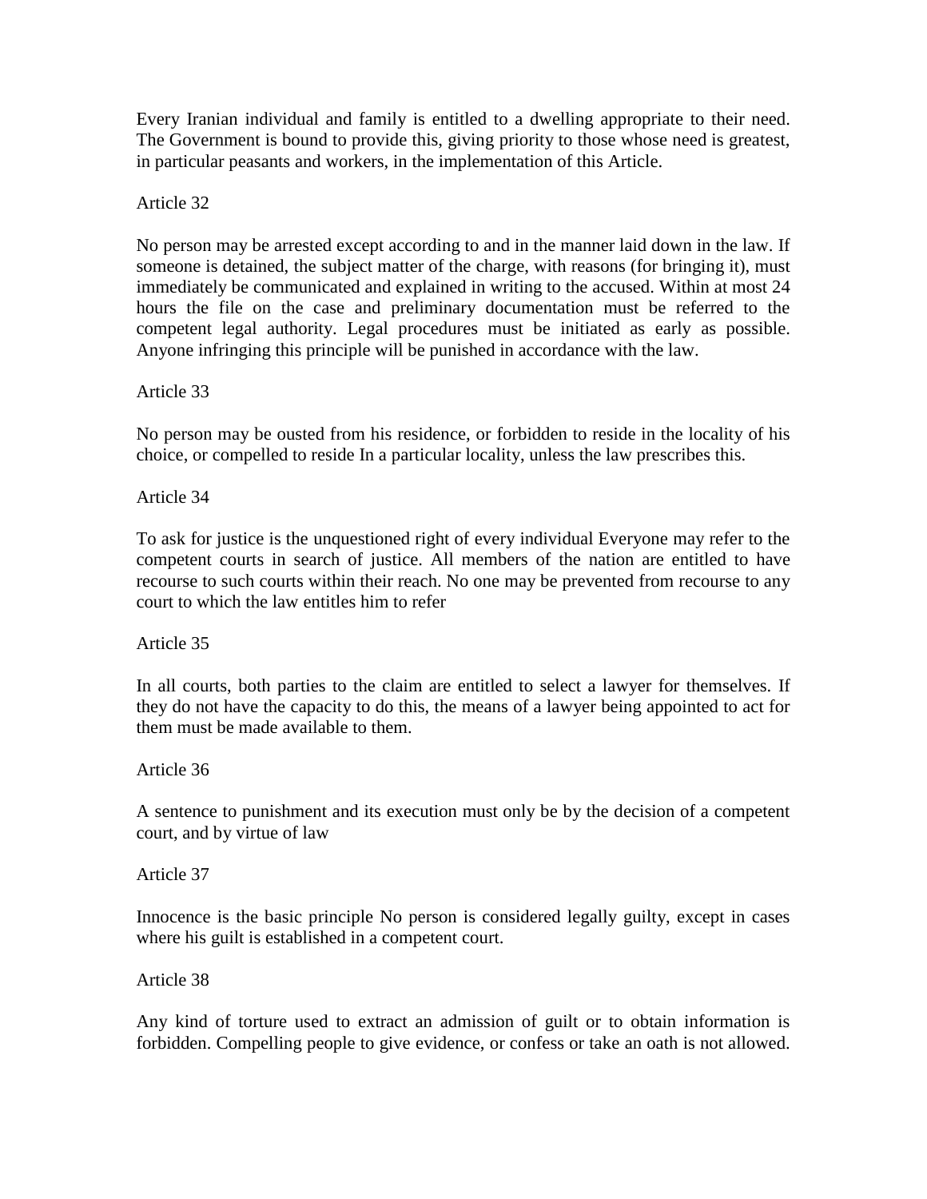Every Iranian individual and family is entitled to a dwelling appropriate to their need. The Government is bound to provide this, giving priority to those whose need is greatest, in particular peasants and workers, in the implementation of this Article.

Article 32

No person may be arrested except according to and in the manner laid down in the law. If someone is detained, the subject matter of the charge, with reasons (for bringing it), must immediately be communicated and explained in writing to the accused. Within at most 24 hours the file on the case and preliminary documentation must be referred to the competent legal authority. Legal procedures must be initiated as early as possible. Anyone infringing this principle will be punished in accordance with the law.

Article 33

No person may be ousted from his residence, or forbidden to reside in the locality of his choice, or compelled to reside In a particular locality, unless the law prescribes this.

Article 34

To ask for justice is the unquestioned right of every individual Everyone may refer to the competent courts in search of justice. All members of the nation are entitled to have recourse to such courts within their reach. No one may be prevented from recourse to any court to which the law entitles him to refer

Article 35

In all courts, both parties to the claim are entitled to select a lawyer for themselves. If they do not have the capacity to do this, the means of a lawyer being appointed to act for them must be made available to them.

Article 36

A sentence to punishment and its execution must only be by the decision of a competent court, and by virtue of law

Article 37

Innocence is the basic principle No person is considered legally guilty, except in cases where his guilt is established in a competent court.

Article 38

Any kind of torture used to extract an admission of guilt or to obtain information is forbidden. Compelling people to give evidence, or confess or take an oath is not allowed.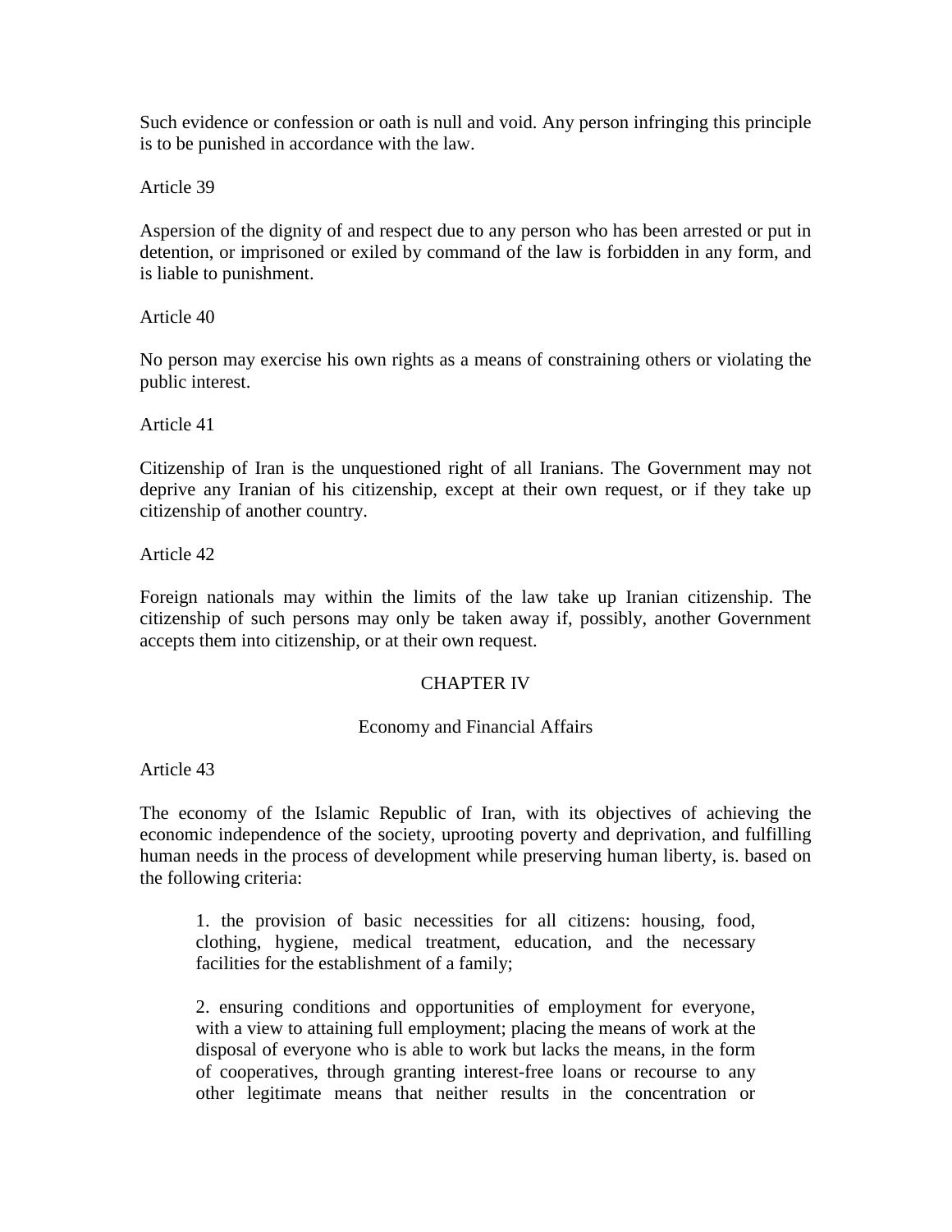Such evidence or confession or oath is null and void. Any person infringing this principle is to be punished in accordance with the law.

Article 39

Aspersion of the dignity of and respect due to any person who has been arrested or put in detention, or imprisoned or exiled by command of the law is forbidden in any form, and is liable to punishment.

Article 40

No person may exercise his own rights as a means of constraining others or violating the public interest.

Article 41

Citizenship of Iran is the unquestioned right of all Iranians. The Government may not deprive any Iranian of his citizenship, except at their own request, or if they take up citizenship of another country.

Article 42

Foreign nationals may within the limits of the law take up Iranian citizenship. The citizenship of such persons may only be taken away if, possibly, another Government accepts them into citizenship, or at their own request.

## CHAPTER IV

### Economy and Financial Affairs

Article 43

The economy of the Islamic Republic of Iran, with its objectives of achieving the economic independence of the society, uprooting poverty and deprivation, and fulfilling human needs in the process of development while preserving human liberty, is. based on the following criteria:

> 1. the provision of basic necessities for all citizens: housing, food, clothing, hygiene, medical treatment, education, and the necessary facilities for the establishment of a family;
>
> 2. ensuring conditions and opportunities of employment for everyone, with a view to attaining full employment; placing the means of work at the disposal of everyone who is able to work but lacks the means, in the form of cooperatives, through granting interest-free loans or recourse to any other legitimate means that neither results in the concentration or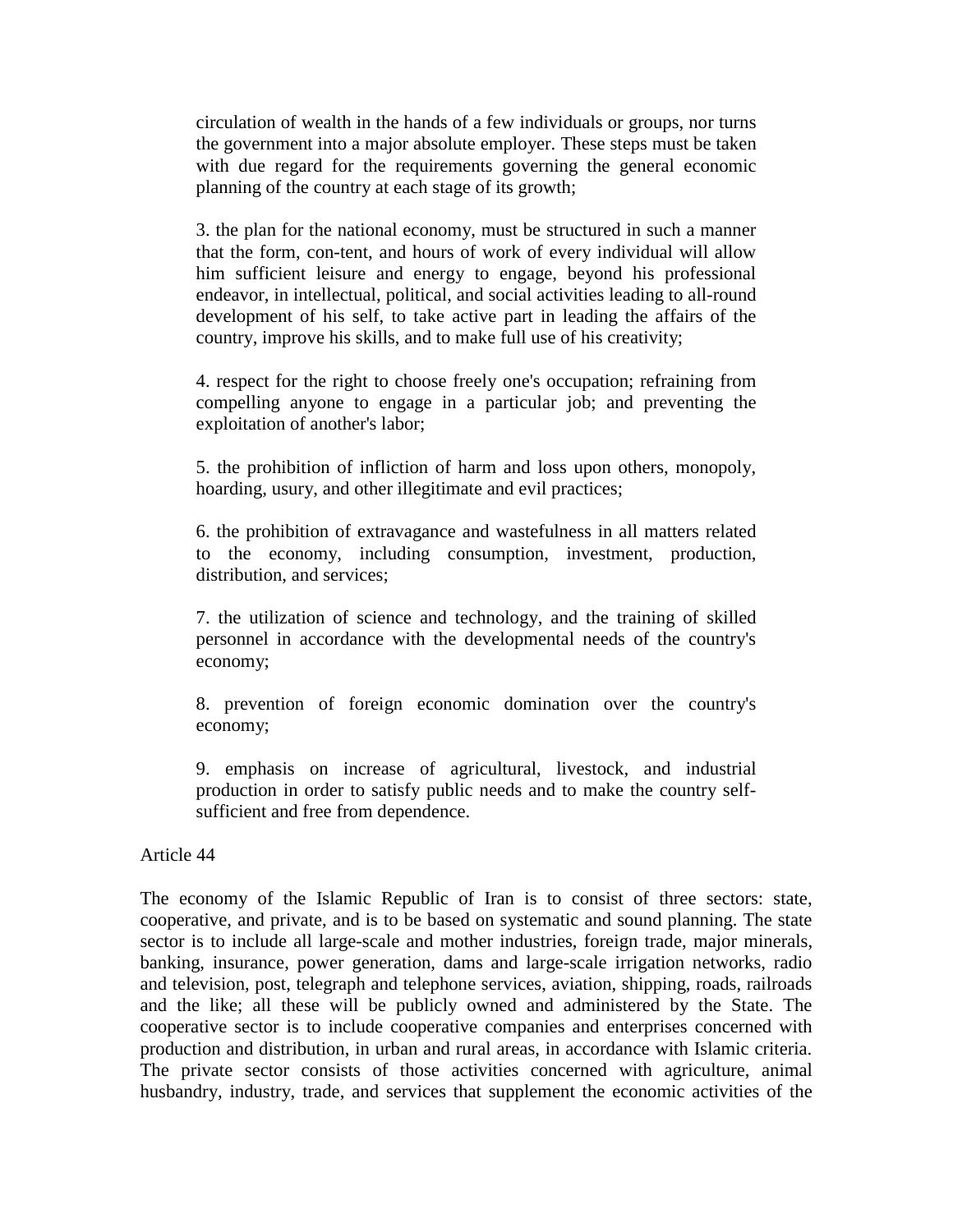circulation of wealth in the hands of a few individuals or groups, nor turns the government into a major absolute employer. These steps must be taken with due regard for the requirements governing the general economic planning of the country at each stage of its growth;

3. the plan for the national economy, must be structured in such a manner that the form, con-tent, and hours of work of every individual will allow him sufficient leisure and energy to engage, beyond his professional endeavor, in intellectual, political, and social activities leading to all-round development of his self, to take active part in leading the affairs of the country, improve his skills, and to make full use of his creativity;

4. respect for the right to choose freely one's occupation; refraining from compelling anyone to engage in a particular job; and preventing the exploitation of another's labor;

5. the prohibition of infliction of harm and loss upon others, monopoly, hoarding, usury, and other illegitimate and evil practices;

6. the prohibition of extravagance and wastefulness in all matters related to the economy, including consumption, investment, production, distribution, and services;

7. the utilization of science and technology, and the training of skilled personnel in accordance with the developmental needs of the country's economy;

8. prevention of foreign economic domination over the country's economy;

9. emphasis on increase of agricultural, livestock, and industrial production in order to satisfy public needs and to make the country self-sufficient and free from dependence.

Article 44

The economy of the Islamic Republic of Iran is to consist of three sectors: state, cooperative, and private, and is to be based on systematic and sound planning. The state sector is to include all large-scale and mother industries, foreign trade, major minerals, banking, insurance, power generation, dams and large-scale irrigation networks, radio and television, post, telegraph and telephone services, aviation, shipping, roads, railroads and the like; all these will be publicly owned and administered by the State. The cooperative sector is to include cooperative companies and enterprises concerned with production and distribution, in urban and rural areas, in accordance with Islamic criteria. The private sector consists of those activities concerned with agriculture, animal husbandry, industry, trade, and services that supplement the economic activities of the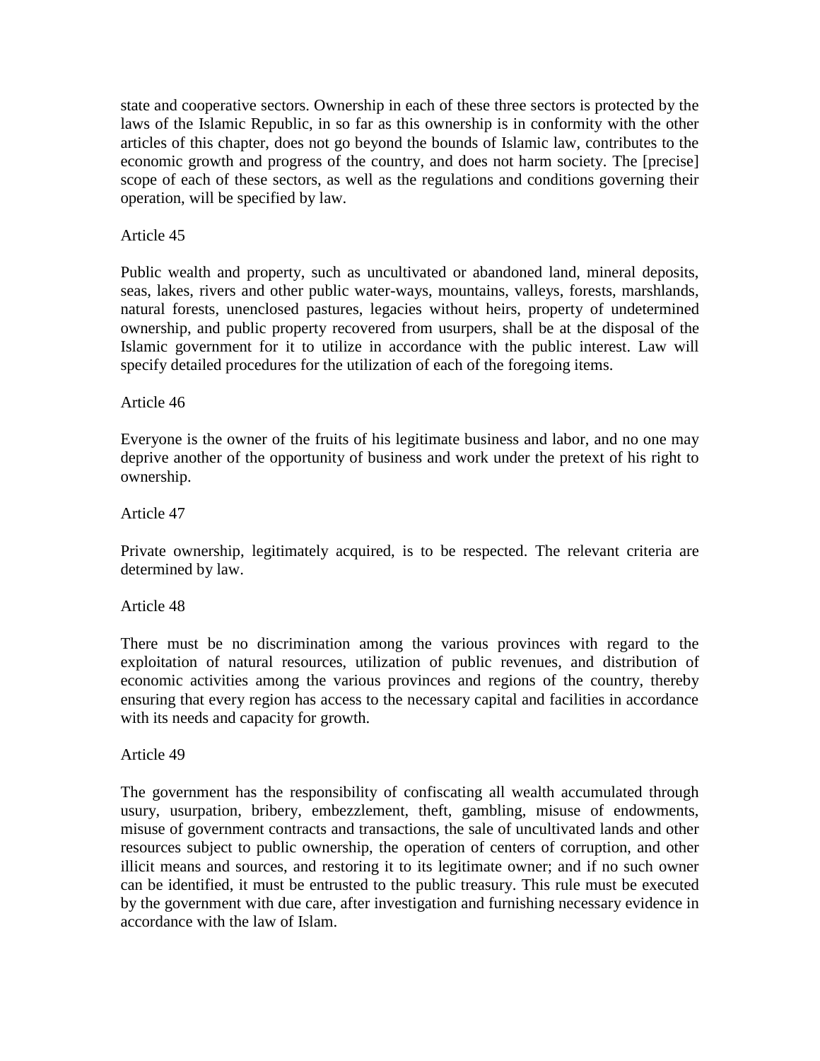state and cooperative sectors. Ownership in each of these three sectors is protected by the laws of the Islamic Republic, in so far as this ownership is in conformity with the other articles of this chapter, does not go beyond the bounds of Islamic law, contributes to the economic growth and progress of the country, and does not harm society. The [precise] scope of each of these sectors, as well as the regulations and conditions governing their operation, will be specified by law.

Article 45

Public wealth and property, such as uncultivated or abandoned land, mineral deposits, seas, lakes, rivers and other public water-ways, mountains, valleys, forests, marshlands, natural forests, unenclosed pastures, legacies without heirs, property of undetermined ownership, and public property recovered from usurpers, shall be at the disposal of the Islamic government for it to utilize in accordance with the public interest. Law will specify detailed procedures for the utilization of each of the foregoing items.

Article 46

Everyone is the owner of the fruits of his legitimate business and labor, and no one may deprive another of the opportunity of business and work under the pretext of his right to ownership.

Article 47

Private ownership, legitimately acquired, is to be respected. The relevant criteria are determined by law.

Article 48

There must be no discrimination among the various provinces with regard to the exploitation of natural resources, utilization of public revenues, and distribution of economic activities among the various provinces and regions of the country, thereby ensuring that every region has access to the necessary capital and facilities in accordance with its needs and capacity for growth.

Article 49

The government has the responsibility of confiscating all wealth accumulated through usury, usurpation, bribery, embezzlement, theft, gambling, misuse of endowments, misuse of government contracts and transactions, the sale of uncultivated lands and other resources subject to public ownership, the operation of centers of corruption, and other illicit means and sources, and restoring it to its legitimate owner; and if no such owner can be identified, it must be entrusted to the public treasury. This rule must be executed by the government with due care, after investigation and furnishing necessary evidence in accordance with the law of Islam.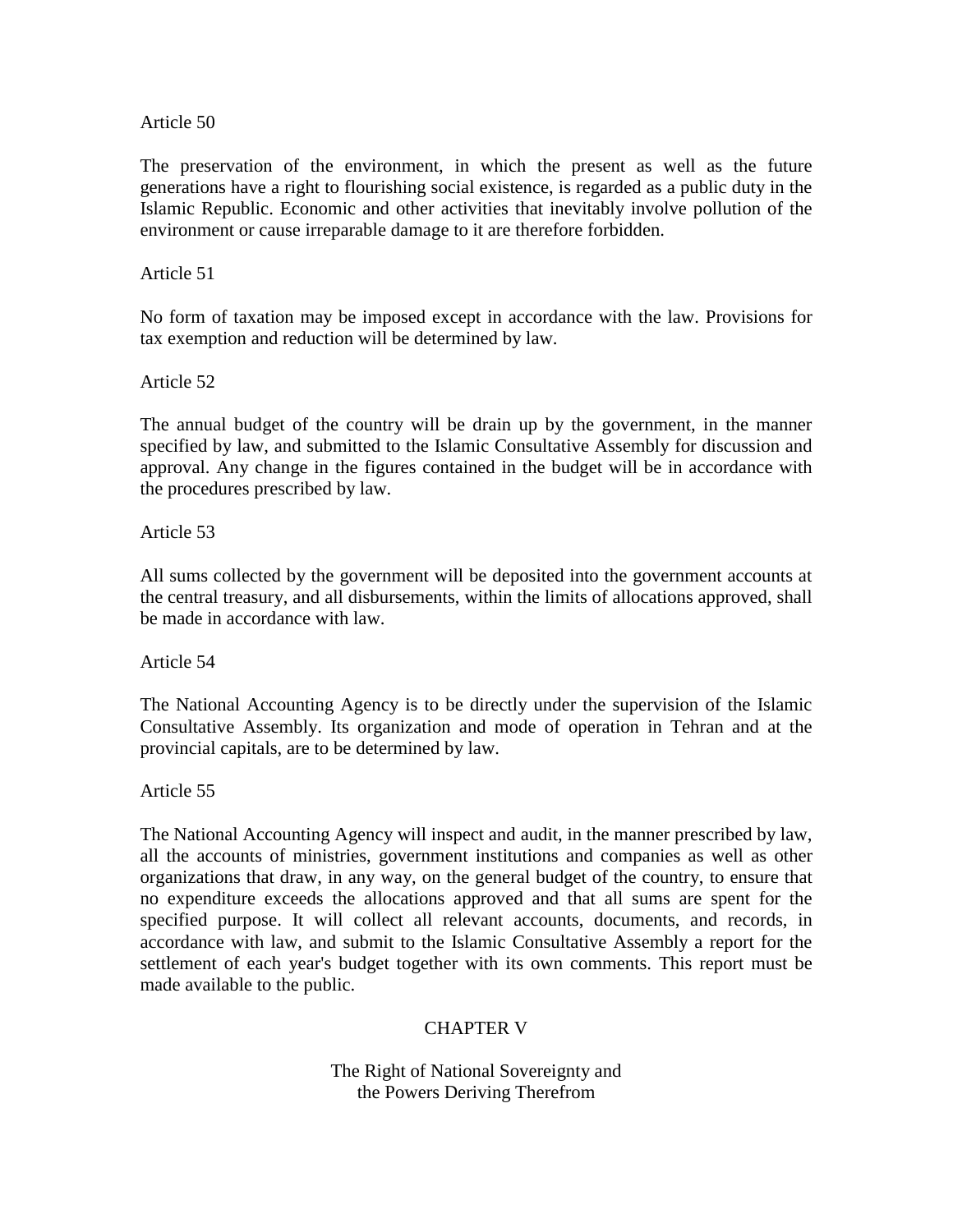Article 50

The preservation of the environment, in which the present as well as the future generations have a right to flourishing social existence, is regarded as a public duty in the Islamic Republic. Economic and other activities that inevitably involve pollution of the environment or cause irreparable damage to it are therefore forbidden.

Article 51

No form of taxation may be imposed except in accordance with the law. Provisions for tax exemption and reduction will be determined by law.

Article 52

The annual budget of the country will be drain up by the government, in the manner specified by law, and submitted to the Islamic Consultative Assembly for discussion and approval. Any change in the figures contained in the budget will be in accordance with the procedures prescribed by law.

Article 53

All sums collected by the government will be deposited into the government accounts at the central treasury, and all disbursements, within the limits of allocations approved, shall be made in accordance with law.

Article 54

The National Accounting Agency is to be directly under the supervision of the Islamic Consultative Assembly. Its organization and mode of operation in Tehran and at the provincial capitals, are to be determined by law.

Article 55

The National Accounting Agency will inspect and audit, in the manner prescribed by law, all the accounts of ministries, government institutions and companies as well as other organizations that draw, in any way, on the general budget of the country, to ensure that no expenditure exceeds the allocations approved and that all sums are spent for the specified purpose. It will collect all relevant accounts, documents, and records, in accordance with law, and submit to the Islamic Consultative Assembly a report for the settlement of each year's budget together with its own comments. This report must be made available to the public.

## CHAPTER V

### The Right of National Sovereignty and the Powers Deriving Therefrom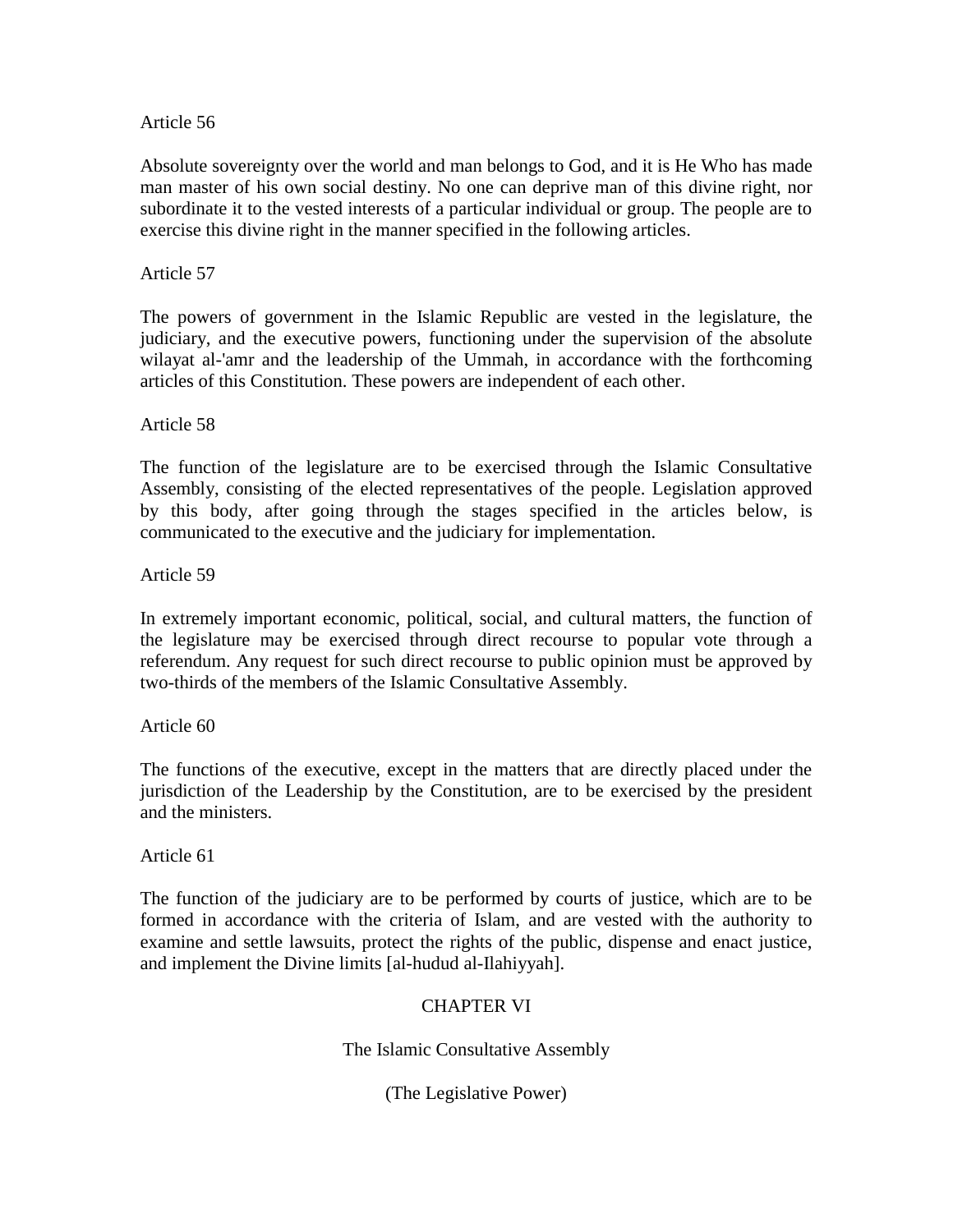Article 56

Absolute sovereignty over the world and man belongs to God, and it is He Who has made man master of his own social destiny. No one can deprive man of this divine right, nor subordinate it to the vested interests of a particular individual or group. The people are to exercise this divine right in the manner specified in the following articles.

Article 57

The powers of government in the Islamic Republic are vested in the legislature, the judiciary, and the executive powers, functioning under the supervision of the absolute wilayat al-'amr and the leadership of the Ummah, in accordance with the forthcoming articles of this Constitution. These powers are independent of each other.

Article 58

The function of the legislature are to be exercised through the Islamic Consultative Assembly, consisting of the elected representatives of the people. Legislation approved by this body, after going through the stages specified in the articles below, is communicated to the executive and the judiciary for implementation.

Article 59

In extremely important economic, political, social, and cultural matters, the function of the legislature may be exercised through direct recourse to popular vote through a referendum. Any request for such direct recourse to public opinion must be approved by two-thirds of the members of the Islamic Consultative Assembly.

Article 60

The functions of the executive, except in the matters that are directly placed under the jurisdiction of the Leadership by the Constitution, are to be exercised by the president and the ministers.

Article 61

The function of the judiciary are to be performed by courts of justice, which are to be formed in accordance with the criteria of Islam, and are vested with the authority to examine and settle lawsuits, protect the rights of the public, dispense and enact justice, and implement the Divine limits [al-hudud al-Ilahiyyah].

## CHAPTER VI

### The Islamic Consultative Assembly

### (The Legislative Power)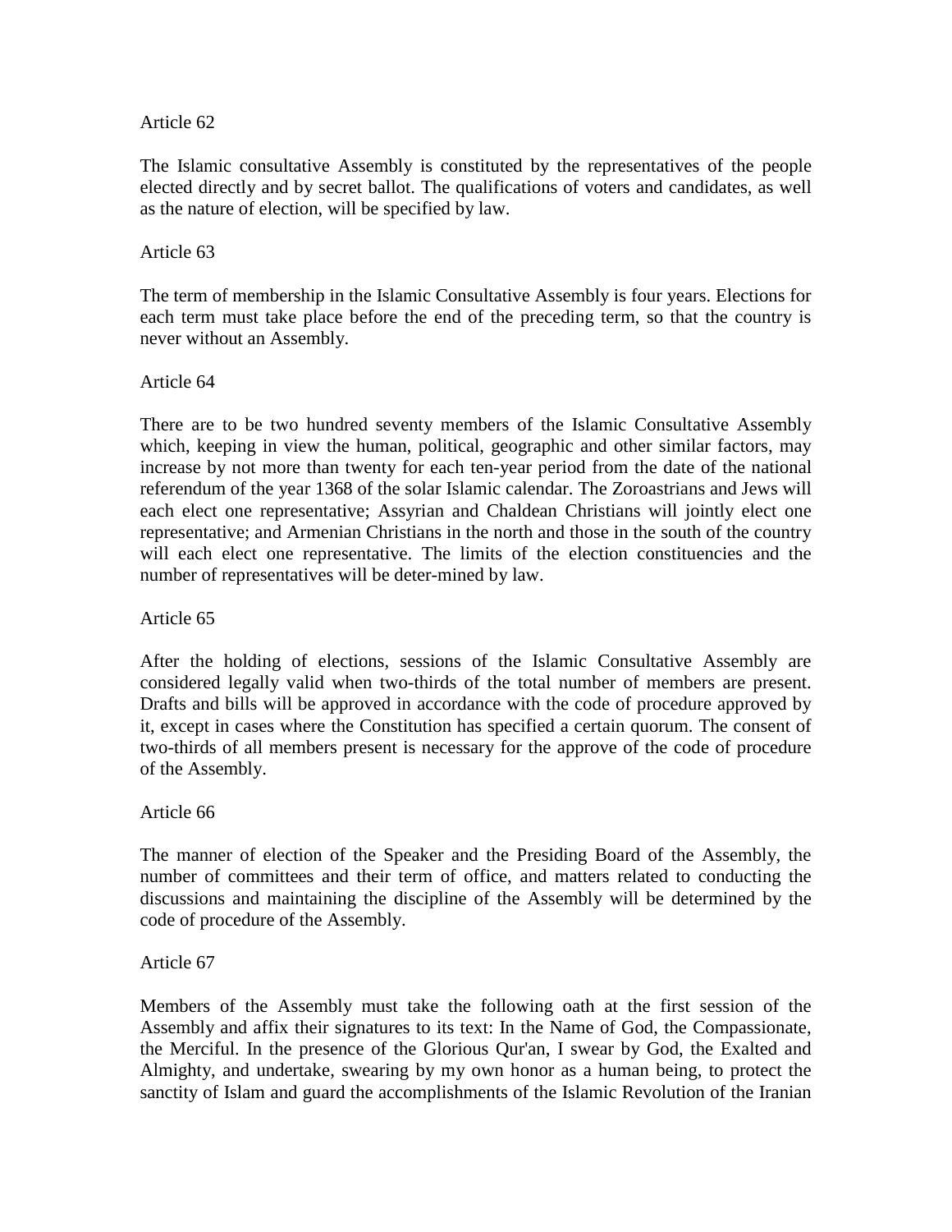Article 62

The Islamic consultative Assembly is constituted by the representatives of the people elected directly and by secret ballot. The qualifications of voters and candidates, as well as the nature of election, will be specified by law.

Article 63

The term of membership in the Islamic Consultative Assembly is four years. Elections for each term must take place before the end of the preceding term, so that the country is never without an Assembly.

Article 64

There are to be two hundred seventy members of the Islamic Consultative Assembly which, keeping in view the human, political, geographic and other similar factors, may increase by not more than twenty for each ten-year period from the date of the national referendum of the year 1368 of the solar Islamic calendar. The Zoroastrians and Jews will each elect one representative; Assyrian and Chaldean Christians will jointly elect one representative; and Armenian Christians in the north and those in the south of the country will each elect one representative. The limits of the election constituencies and the number of representatives will be deter-mined by law.

Article 65

After the holding of elections, sessions of the Islamic Consultative Assembly are considered legally valid when two-thirds of the total number of members are present. Drafts and bills will be approved in accordance with the code of procedure approved by it, except in cases where the Constitution has specified a certain quorum. The consent of two-thirds of all members present is necessary for the approve of the code of procedure of the Assembly.

Article 66

The manner of election of the Speaker and the Presiding Board of the Assembly, the number of committees and their term of office, and matters related to conducting the discussions and maintaining the discipline of the Assembly will be determined by the code of procedure of the Assembly.

Article 67

Members of the Assembly must take the following oath at the first session of the Assembly and affix their signatures to its text: In the Name of God, the Compassionate, the Merciful. In the presence of the Glorious Qur'an, I swear by God, the Exalted and Almighty, and undertake, swearing by my own honor as a human being, to protect the sanctity of Islam and guard the accomplishments of the Islamic Revolution of the Iranian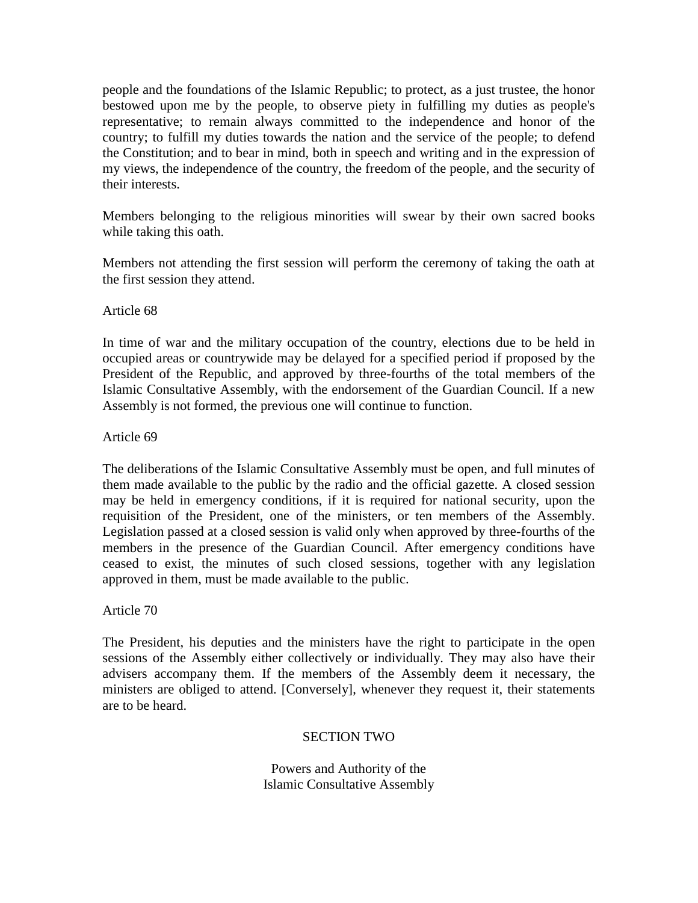people and the foundations of the Islamic Republic; to protect, as a just trustee, the honor bestowed upon me by the people, to observe piety in fulfilling my duties as people's representative; to remain always committed to the independence and honor of the country; to fulfill my duties towards the nation and the service of the people; to defend the Constitution; and to bear in mind, both in speech and writing and in the expression of my views, the independence of the country, the freedom of the people, and the security of their interests.

Members belonging to the religious minorities will swear by their own sacred books while taking this oath.

Members not attending the first session will perform the ceremony of taking the oath at the first session they attend.

Article 68

In time of war and the military occupation of the country, elections due to be held in occupied areas or countrywide may be delayed for a specified period if proposed by the President of the Republic, and approved by three-fourths of the total members of the Islamic Consultative Assembly, with the endorsement of the Guardian Council. If a new Assembly is not formed, the previous one will continue to function.

Article 69

The deliberations of the Islamic Consultative Assembly must be open, and full minutes of them made available to the public by the radio and the official gazette. A closed session may be held in emergency conditions, if it is required for national security, upon the requisition of the President, one of the ministers, or ten members of the Assembly. Legislation passed at a closed session is valid only when approved by three-fourths of the members in the presence of the Guardian Council. After emergency conditions have ceased to exist, the minutes of such closed sessions, together with any legislation approved in them, must be made available to the public.

Article 70

The President, his deputies and the ministers have the right to participate in the open sessions of the Assembly either collectively or individually. They may also have their advisers accompany them. If the members of the Assembly deem it necessary, the ministers are obliged to attend. [Conversely], whenever they request it, their statements are to be heard.

## SECTION TWO

### Powers and Authority of the Islamic Consultative Assembly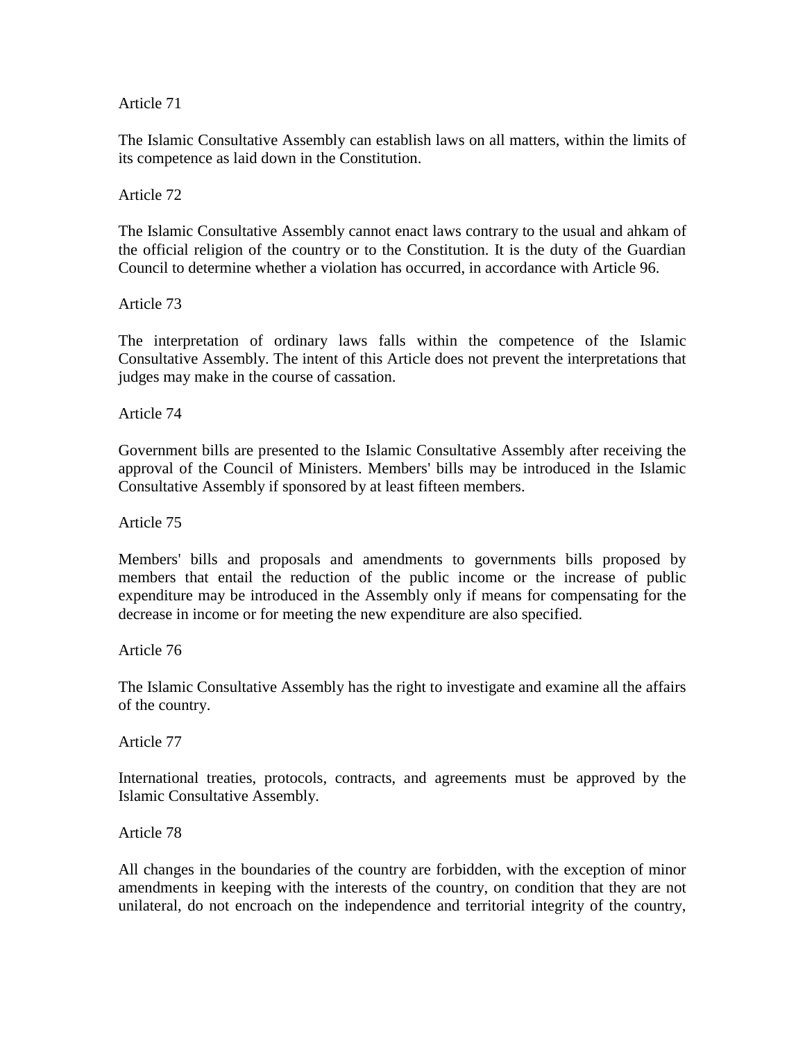Article 71

The Islamic Consultative Assembly can establish laws on all matters, within the limits of its competence as laid down in the Constitution.

Article 72

The Islamic Consultative Assembly cannot enact laws contrary to the usual and ahkam of the official religion of the country or to the Constitution. It is the duty of the Guardian Council to determine whether a violation has occurred, in accordance with Article 96.

Article 73

The interpretation of ordinary laws falls within the competence of the Islamic Consultative Assembly. The intent of this Article does not prevent the interpretations that judges may make in the course of cassation.

Article 74

Government bills are presented to the Islamic Consultative Assembly after receiving the approval of the Council of Ministers. Members' bills may be introduced in the Islamic Consultative Assembly if sponsored by at least fifteen members.

Article 75

Members' bills and proposals and amendments to governments bills proposed by members that entail the reduction of the public income or the increase of public expenditure may be introduced in the Assembly only if means for compensating for the decrease in income or for meeting the new expenditure are also specified.

Article 76

The Islamic Consultative Assembly has the right to investigate and examine all the affairs of the country.

Article 77

International treaties, protocols, contracts, and agreements must be approved by the Islamic Consultative Assembly.

Article 78

All changes in the boundaries of the country are forbidden, with the exception of minor amendments in keeping with the interests of the country, on condition that they are not unilateral, do not encroach on the independence and territorial integrity of the country,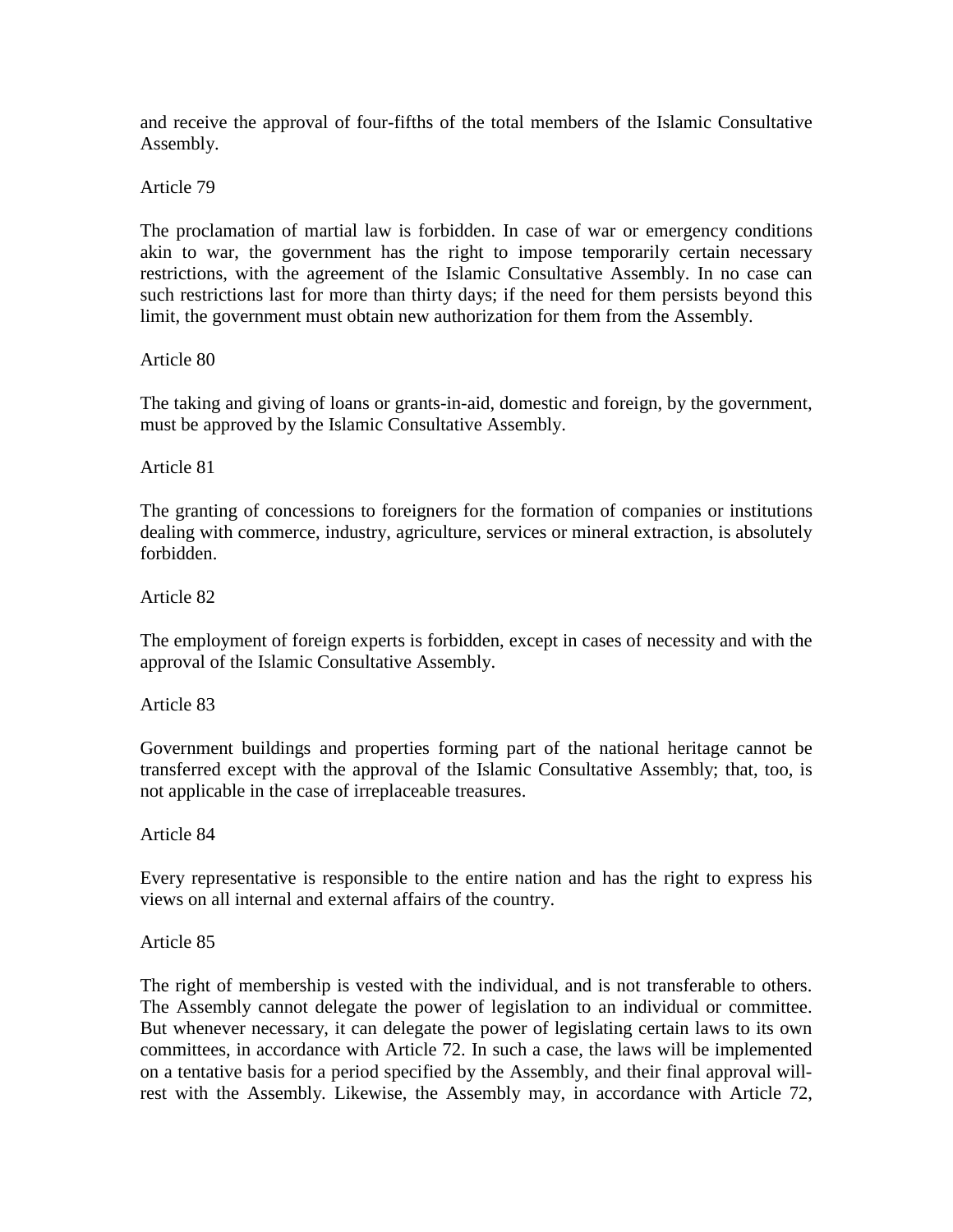and receive the approval of four-fifths of the total members of the Islamic Consultative Assembly.

Article 79

The proclamation of martial law is forbidden. In case of war or emergency conditions akin to war, the government has the right to impose temporarily certain necessary restrictions, with the agreement of the Islamic Consultative Assembly. In no case can such restrictions last for more than thirty days; if the need for them persists beyond this limit, the government must obtain new authorization for them from the Assembly.

Article 80

The taking and giving of loans or grants-in-aid, domestic and foreign, by the government, must be approved by the Islamic Consultative Assembly.

Article 81

The granting of concessions to foreigners for the formation of companies or institutions dealing with commerce, industry, agriculture, services or mineral extraction, is absolutely forbidden.

Article 82

The employment of foreign experts is forbidden, except in cases of necessity and with the approval of the Islamic Consultative Assembly.

Article 83

Government buildings and properties forming part of the national heritage cannot be transferred except with the approval of the Islamic Consultative Assembly; that, too, is not applicable in the case of irreplaceable treasures.

Article 84

Every representative is responsible to the entire nation and has the right to express his views on all internal and external affairs of the country.

Article 85

The right of membership is vested with the individual, and is not transferable to others. The Assembly cannot delegate the power of legislation to an individual or committee. But whenever necessary, it can delegate the power of legislating certain laws to its own committees, in accordance with Article 72. In such a case, the laws will be implemented on a tentative basis for a period specified by the Assembly, and their final approval will-rest with the Assembly. Likewise, the Assembly may, in accordance with Article 72,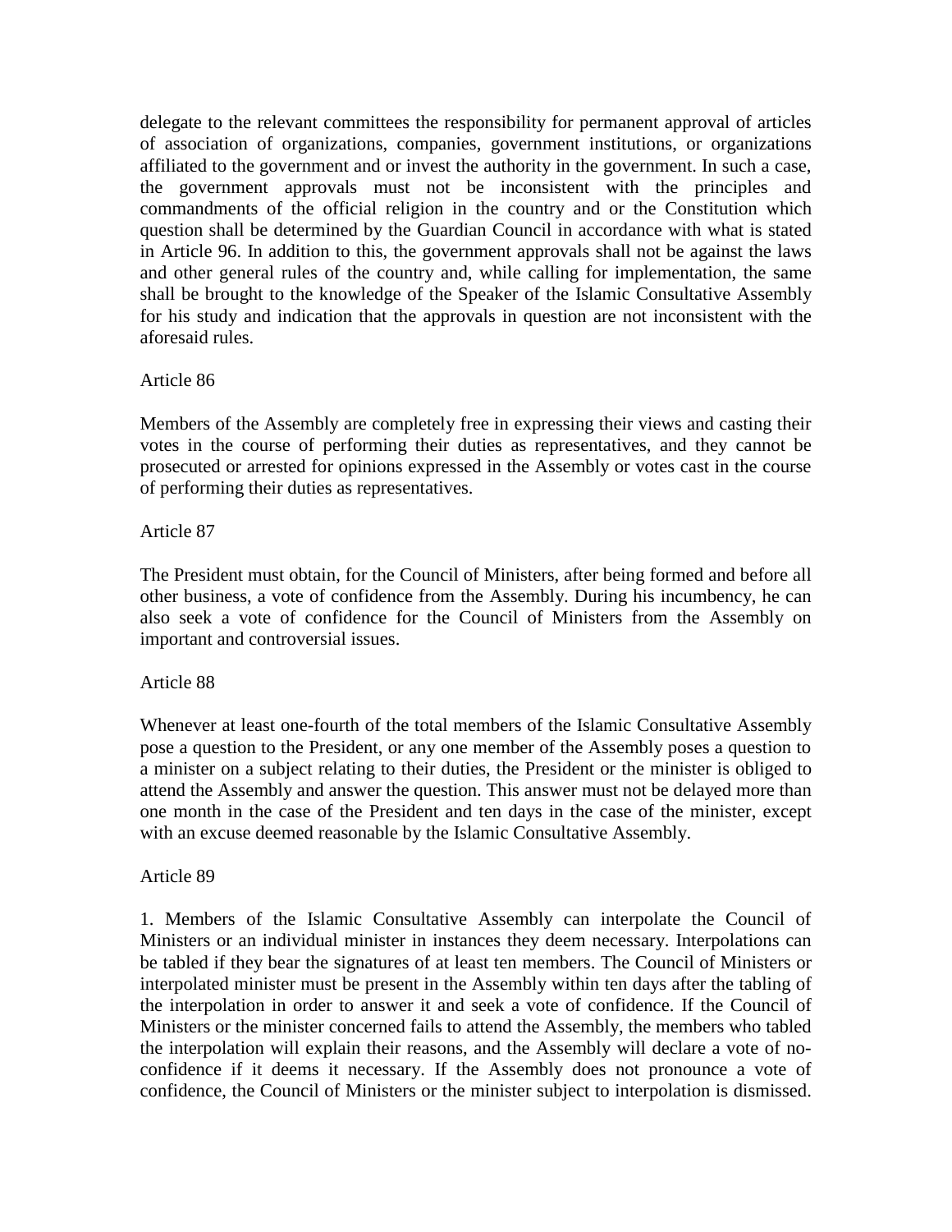delegate to the relevant committees the responsibility for permanent approval of articles of association of organizations, companies, government institutions, or organizations affiliated to the government and or invest the authority in the government. In such a case, the government approvals must not be inconsistent with the principles and commandments of the official religion in the country and or the Constitution which question shall be determined by the Guardian Council in accordance with what is stated in Article 96. In addition to this, the government approvals shall not be against the laws and other general rules of the country and, while calling for implementation, the same shall be brought to the knowledge of the Speaker of the Islamic Consultative Assembly for his study and indication that the approvals in question are not inconsistent with the aforesaid rules.

Article 86

Members of the Assembly are completely free in expressing their views and casting their votes in the course of performing their duties as representatives, and they cannot be prosecuted or arrested for opinions expressed in the Assembly or votes cast in the course of performing their duties as representatives.

Article 87

The President must obtain, for the Council of Ministers, after being formed and before all other business, a vote of confidence from the Assembly. During his incumbency, he can also seek a vote of confidence for the Council of Ministers from the Assembly on important and controversial issues.

Article 88

Whenever at least one-fourth of the total members of the Islamic Consultative Assembly pose a question to the President, or any one member of the Assembly poses a question to a minister on a subject relating to their duties, the President or the minister is obliged to attend the Assembly and answer the question. This answer must not be delayed more than one month in the case of the President and ten days in the case of the minister, except with an excuse deemed reasonable by the Islamic Consultative Assembly.

Article 89

1. Members of the Islamic Consultative Assembly can interpolate the Council of Ministers or an individual minister in instances they deem necessary. Interpolations can be tabled if they bear the signatures of at least ten members. The Council of Ministers or interpolated minister must be present in the Assembly within ten days after the tabling of the interpolation in order to answer it and seek a vote of confidence. If the Council of Ministers or the minister concerned fails to attend the Assembly, the members who tabled the interpolation will explain their reasons, and the Assembly will declare a vote of no-confidence if it deems it necessary. If the Assembly does not pronounce a vote of confidence, the Council of Ministers or the minister subject to interpolation is dismissed.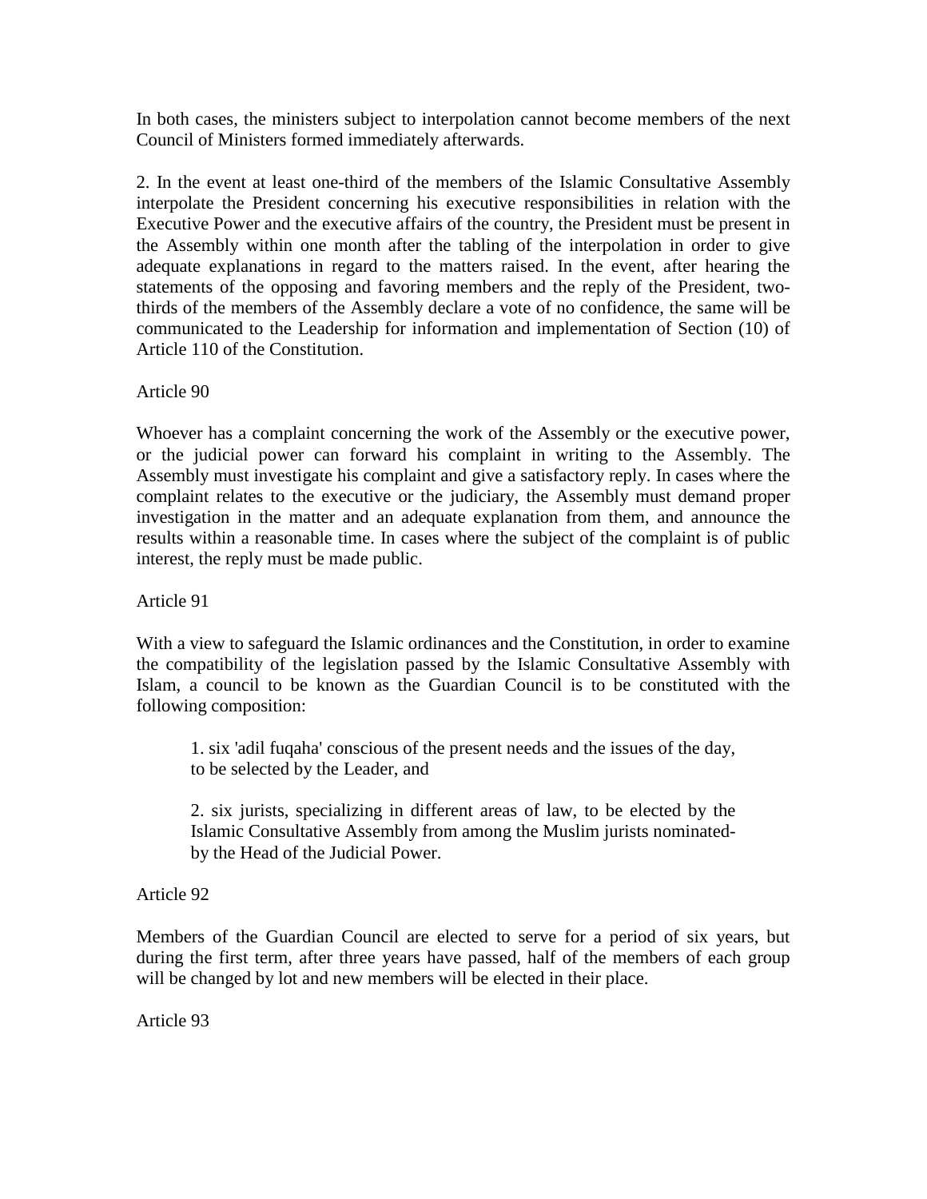In both cases, the ministers subject to interpolation cannot become members of the next Council of Ministers formed immediately afterwards.

2. In the event at least one-third of the members of the Islamic Consultative Assembly interpolate the President concerning his executive responsibilities in relation with the Executive Power and the executive affairs of the country, the President must be present in the Assembly within one month after the tabling of the interpolation in order to give adequate explanations in regard to the matters raised. In the event, after hearing the statements of the opposing and favoring members and the reply of the President, two-thirds of the members of the Assembly declare a vote of no confidence, the same will be communicated to the Leadership for information and implementation of Section (10) of Article 110 of the Constitution.

Article 90

Whoever has a complaint concerning the work of the Assembly or the executive power, or the judicial power can forward his complaint in writing to the Assembly. The Assembly must investigate his complaint and give a satisfactory reply. In cases where the complaint relates to the executive or the judiciary, the Assembly must demand proper investigation in the matter and an adequate explanation from them, and announce the results within a reasonable time. In cases where the subject of the complaint is of public interest, the reply must be made public.

Article 91

With a view to safeguard the Islamic ordinances and the Constitution, in order to examine the compatibility of the legislation passed by the Islamic Consultative Assembly with Islam, a council to be known as the Guardian Council is to be constituted with the following composition:

1. six 'adil fuqaha' conscious of the present needs and the issues of the day, to be selected by the Leader, and

2. six jurists, specializing in different areas of law, to be elected by the Islamic Consultative Assembly from among the Muslim jurists nominated-by the Head of the Judicial Power.

Article 92

Members of the Guardian Council are elected to serve for a period of six years, but during the first term, after three years have passed, half of the members of each group will be changed by lot and new members will be elected in their place.

Article 93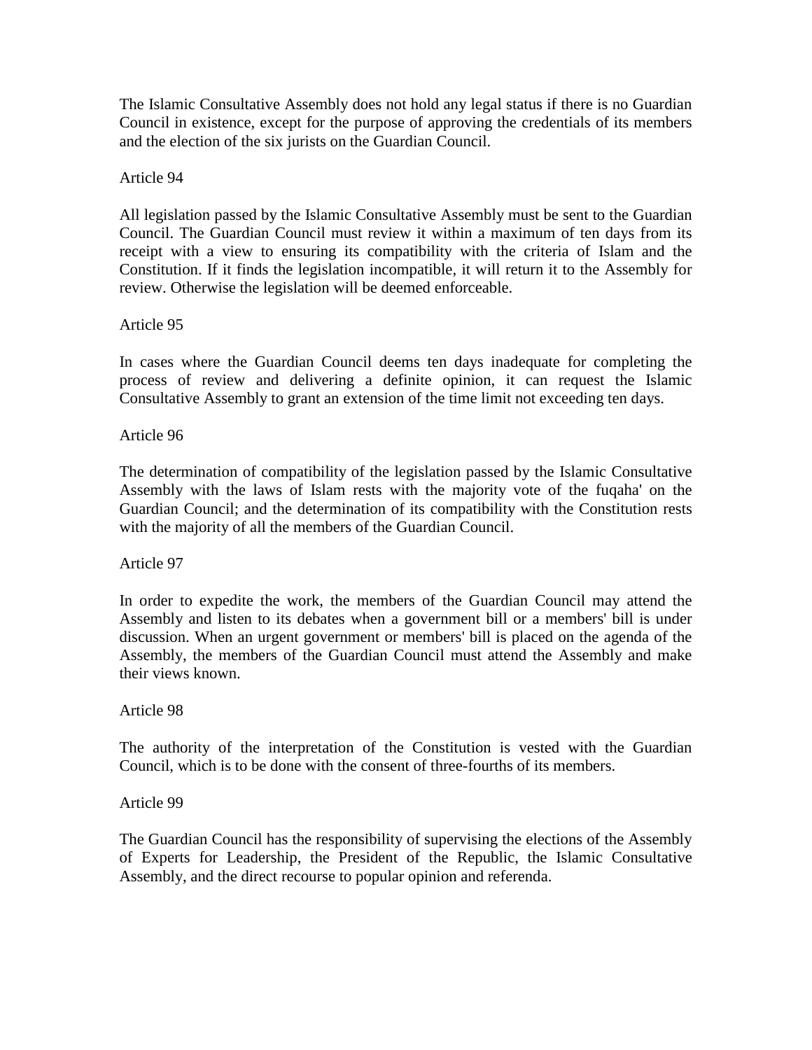The Islamic Consultative Assembly does not hold any legal status if there is no Guardian Council in existence, except for the purpose of approving the credentials of its members and the election of the six jurists on the Guardian Council.

Article 94

All legislation passed by the Islamic Consultative Assembly must be sent to the Guardian Council. The Guardian Council must review it within a maximum of ten days from its receipt with a view to ensuring its compatibility with the criteria of Islam and the Constitution. If it finds the legislation incompatible, it will return it to the Assembly for review. Otherwise the legislation will be deemed enforceable.

Article 95

In cases where the Guardian Council deems ten days inadequate for completing the process of review and delivering a definite opinion, it can request the Islamic Consultative Assembly to grant an extension of the time limit not exceeding ten days.

Article 96

The determination of compatibility of the legislation passed by the Islamic Consultative Assembly with the laws of Islam rests with the majority vote of the fuqaha' on the Guardian Council; and the determination of its compatibility with the Constitution rests with the majority of all the members of the Guardian Council.

Article 97

In order to expedite the work, the members of the Guardian Council may attend the Assembly and listen to its debates when a government bill or a members' bill is under discussion. When an urgent government or members' bill is placed on the agenda of the Assembly, the members of the Guardian Council must attend the Assembly and make their views known.

Article 98

The authority of the interpretation of the Constitution is vested with the Guardian Council, which is to be done with the consent of three-fourths of its members.

Article 99

The Guardian Council has the responsibility of supervising the elections of the Assembly of Experts for Leadership, the President of the Republic, the Islamic Consultative Assembly, and the direct recourse to popular opinion and referenda.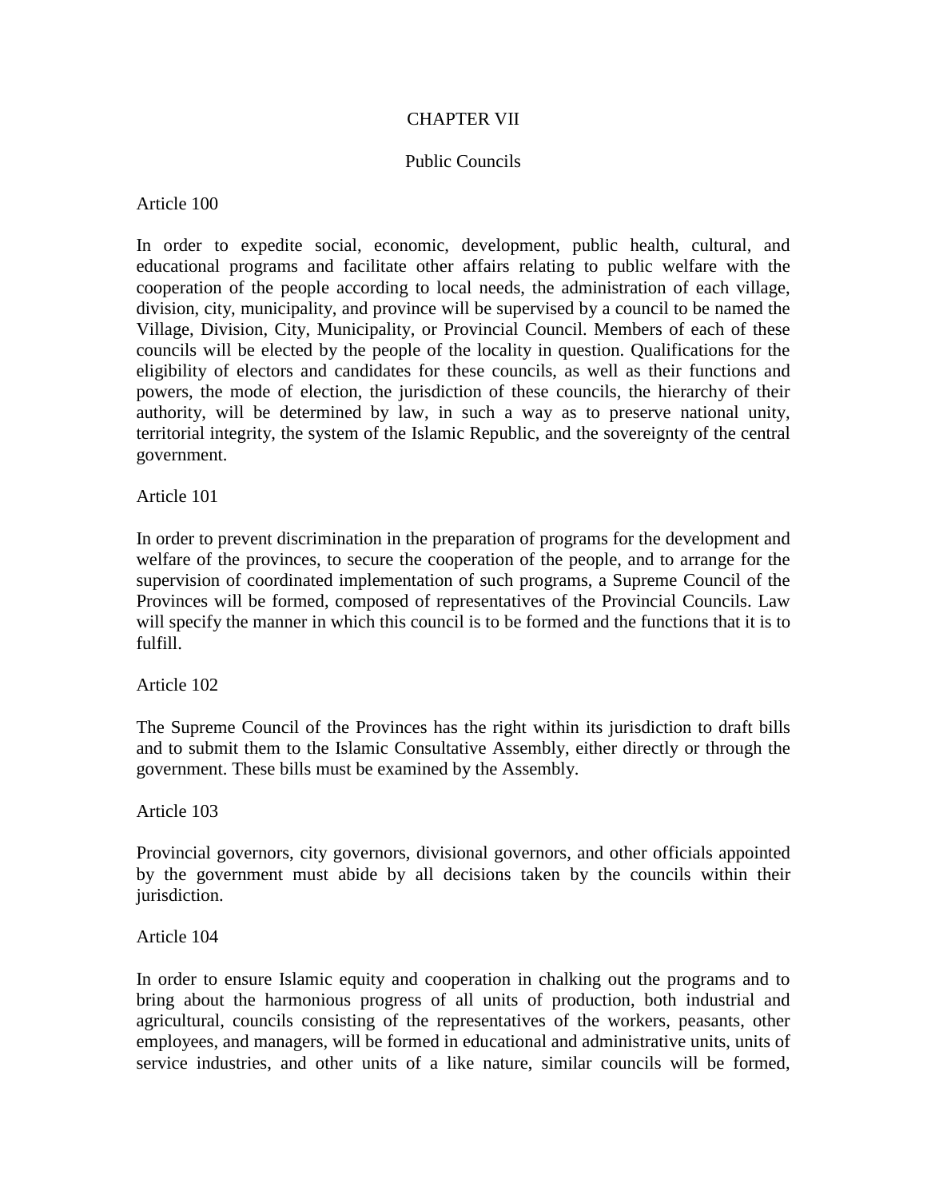## CHAPTER VII

### Public Councils

Article 100

In order to expedite social, economic, development, public health, cultural, and educational programs and facilitate other affairs relating to public welfare with the cooperation of the people according to local needs, the administration of each village, division, city, municipality, and province will be supervised by a council to be named the Village, Division, City, Municipality, or Provincial Council. Members of each of these councils will be elected by the people of the locality in question. Qualifications for the eligibility of electors and candidates for these councils, as well as their functions and powers, the mode of election, the jurisdiction of these councils, the hierarchy of their authority, will be determined by law, in such a way as to preserve national unity, territorial integrity, the system of the Islamic Republic, and the sovereignty of the central government.

Article 101

In order to prevent discrimination in the preparation of programs for the development and welfare of the provinces, to secure the cooperation of the people, and to arrange for the supervision of coordinated implementation of such programs, a Supreme Council of the Provinces will be formed, composed of representatives of the Provincial Councils. Law will specify the manner in which this council is to be formed and the functions that it is to fulfill.

Article 102

The Supreme Council of the Provinces has the right within its jurisdiction to draft bills and to submit them to the Islamic Consultative Assembly, either directly or through the government. These bills must be examined by the Assembly.

Article 103

Provincial governors, city governors, divisional governors, and other officials appointed by the government must abide by all decisions taken by the councils within their jurisdiction.

Article 104

In order to ensure Islamic equity and cooperation in chalking out the programs and to bring about the harmonious progress of all units of production, both industrial and agricultural, councils consisting of the representatives of the workers, peasants, other employees, and managers, will be formed in educational and administrative units, units of service industries, and other units of a like nature, similar councils will be formed,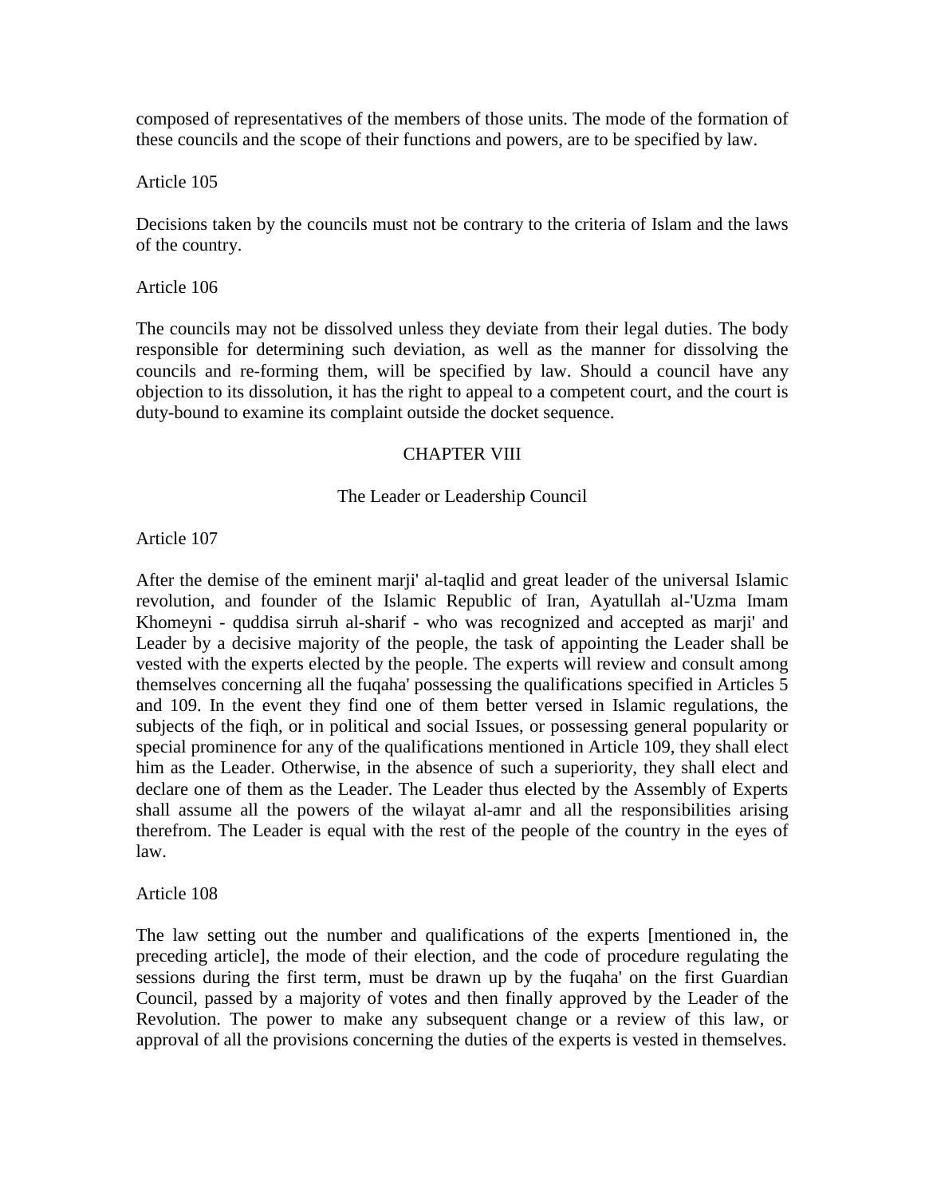composed of representatives of the members of those units. The mode of the formation of these councils and the scope of their functions and powers, are to be specified by law.

Article 105

Decisions taken by the councils must not be contrary to the criteria of Islam and the laws of the country.

Article 106

The councils may not be dissolved unless they deviate from their legal duties. The body responsible for determining such deviation, as well as the manner for dissolving the councils and re-forming them, will be specified by law. Should a council have any objection to its dissolution, it has the right to appeal to a competent court, and the court is duty-bound to examine its complaint outside the docket sequence.

## CHAPTER VIII

### The Leader or Leadership Council

Article 107

After the demise of the eminent marji' al-taqlid and great leader of the universal Islamic revolution, and founder of the Islamic Republic of Iran, Ayatullah al-'Uzma Imam Khomeyni - quddisa sirruh al-sharif - who was recognized and accepted as marji' and Leader by a decisive majority of the people, the task of appointing the Leader shall be vested with the experts elected by the people. The experts will review and consult among themselves concerning all the fuqaha' possessing the qualifications specified in Articles 5 and 109. In the event they find one of them better versed in Islamic regulations, the subjects of the fiqh, or in political and social Issues, or possessing general popularity or special prominence for any of the qualifications mentioned in Article 109, they shall elect him as the Leader. Otherwise, in the absence of such a superiority, they shall elect and declare one of them as the Leader. The Leader thus elected by the Assembly of Experts shall assume all the powers of the wilayat al-amr and all the responsibilities arising therefrom. The Leader is equal with the rest of the people of the country in the eyes of law.

Article 108

The law setting out the number and qualifications of the experts [mentioned in, the preceding article], the mode of their election, and the code of procedure regulating the sessions during the first term, must be drawn up by the fuqaha' on the first Guardian Council, passed by a majority of votes and then finally approved by the Leader of the Revolution. The power to make any subsequent change or a review of this law, or approval of all the provisions concerning the duties of the experts is vested in themselves.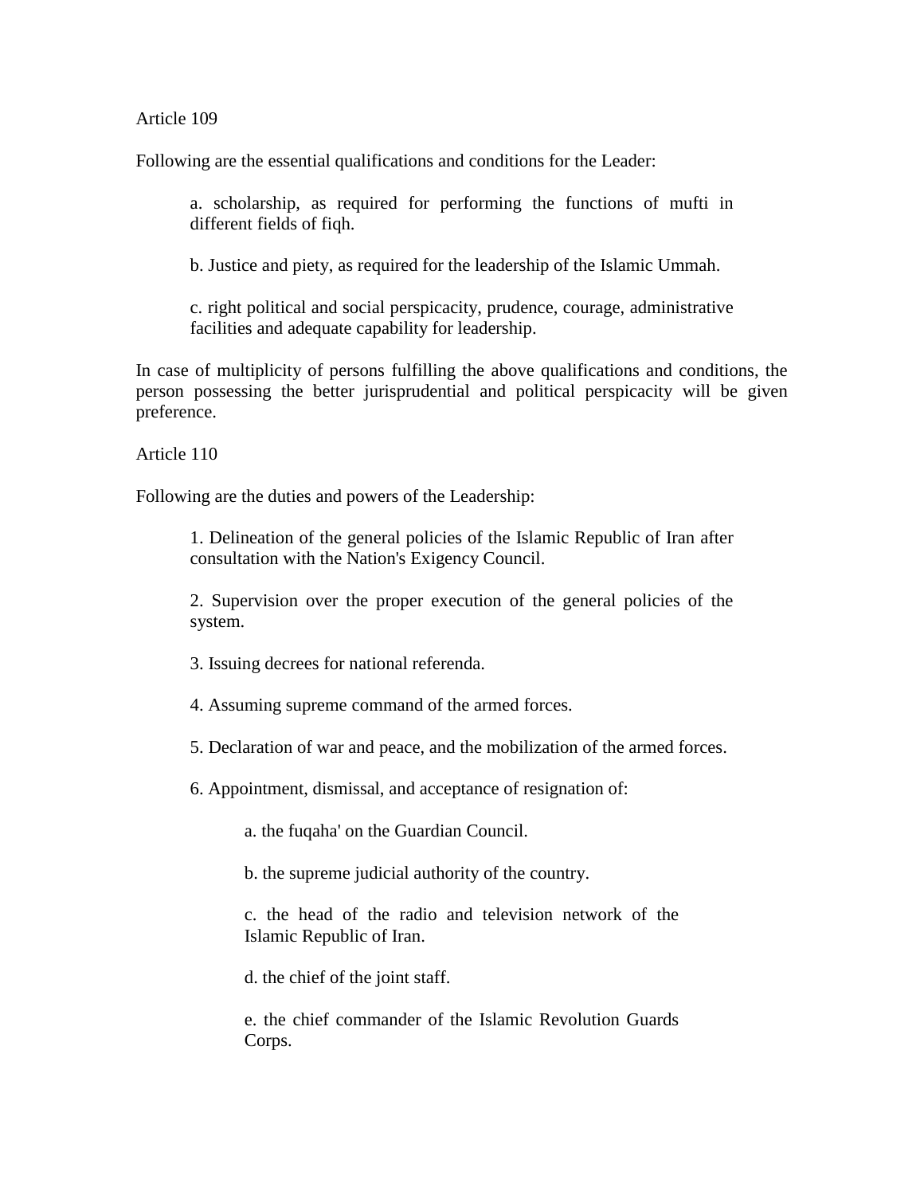Article 109

Following are the essential qualifications and conditions for the Leader:

> a. scholarship, as required for performing the functions of mufti in different fields of fiqh.
>
> b. Justice and piety, as required for the leadership of the Islamic Ummah.
>
> c. right political and social perspicacity, prudence, courage, administrative facilities and adequate capability for leadership.

In case of multiplicity of persons fulfilling the above qualifications and conditions, the person possessing the better jurisprudential and political perspicacity will be given preference.

Article 110

Following are the duties and powers of the Leadership:

> 1. Delineation of the general policies of the Islamic Republic of Iran after consultation with the Nation's Exigency Council.
>
> 2. Supervision over the proper execution of the general policies of the system.
>
> 3. Issuing decrees for national referenda.
>
> 4. Assuming supreme command of the armed forces.
>
> 5. Declaration of war and peace, and the mobilization of the armed forces.
>
> 6. Appointment, dismissal, and acceptance of resignation of:
>
> > a. the fuqaha' on the Guardian Council.
> >
> > b. the supreme judicial authority of the country.
> >
> > c. the head of the radio and television network of the Islamic Republic of Iran.
> >
> > d. the chief of the joint staff.
> >
> > e. the chief commander of the Islamic Revolution Guards Corps.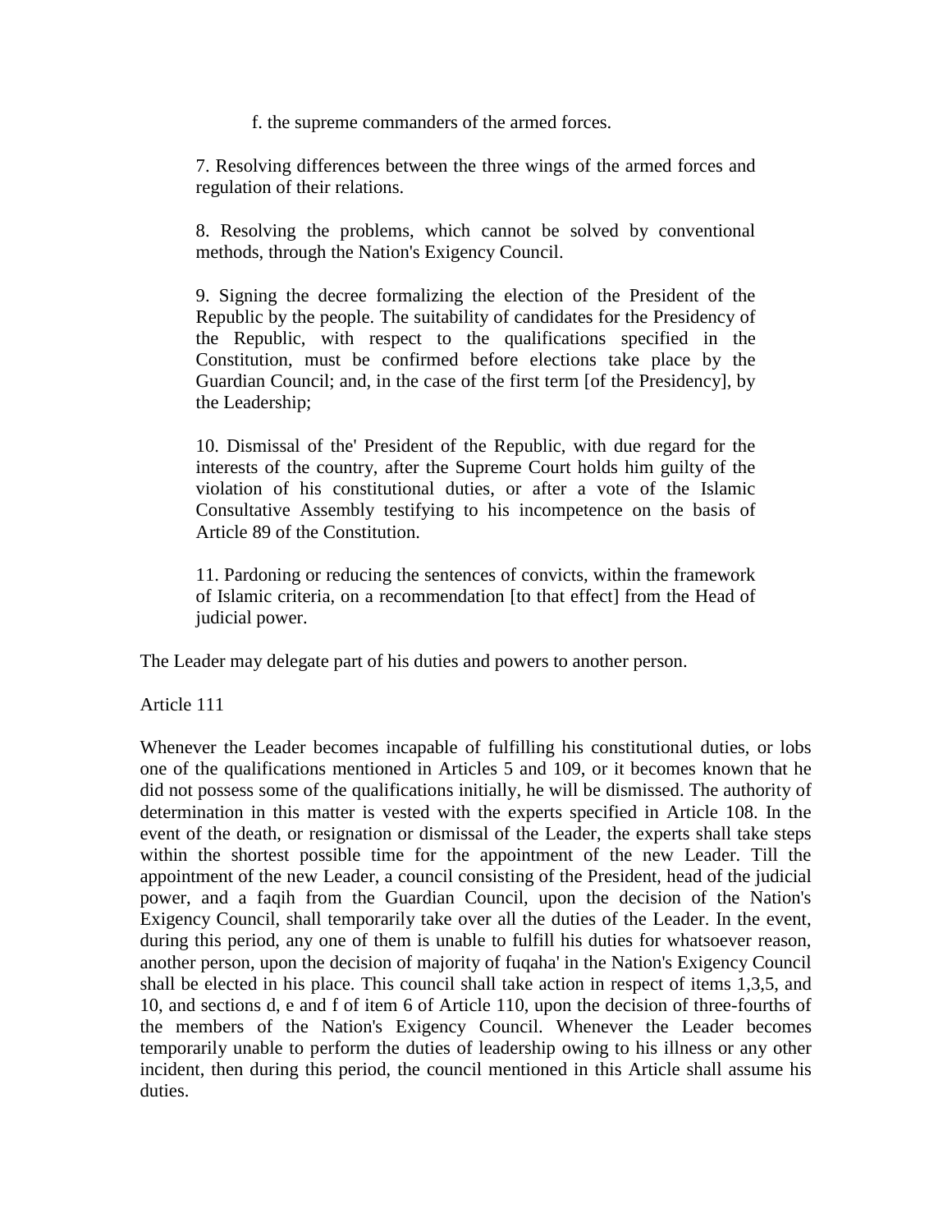f. the supreme commanders of the armed forces.

7. Resolving differences between the three wings of the armed forces and regulation of their relations.

8. Resolving the problems, which cannot be solved by conventional methods, through the Nation's Exigency Council.

9. Signing the decree formalizing the election of the President of the Republic by the people. The suitability of candidates for the Presidency of the Republic, with respect to the qualifications specified in the Constitution, must be confirmed before elections take place by the Guardian Council; and, in the case of the first term [of the Presidency], by the Leadership;

10. Dismissal of the' President of the Republic, with due regard for the interests of the country, after the Supreme Court holds him guilty of the violation of his constitutional duties, or after a vote of the Islamic Consultative Assembly testifying to his incompetence on the basis of Article 89 of the Constitution.

11. Pardoning or reducing the sentences of convicts, within the framework of Islamic criteria, on a recommendation [to that effect] from the Head of judicial power.

The Leader may delegate part of his duties and powers to another person.

Article 111

Whenever the Leader becomes incapable of fulfilling his constitutional duties, or lobs one of the qualifications mentioned in Articles 5 and 109, or it becomes known that he did not possess some of the qualifications initially, he will be dismissed. The authority of determination in this matter is vested with the experts specified in Article 108. In the event of the death, or resignation or dismissal of the Leader, the experts shall take steps within the shortest possible time for the appointment of the new Leader. Till the appointment of the new Leader, a council consisting of the President, head of the judicial power, and a faqih from the Guardian Council, upon the decision of the Nation's Exigency Council, shall temporarily take over all the duties of the Leader. In the event, during this period, any one of them is unable to fulfill his duties for whatsoever reason, another person, upon the decision of majority of fuqaha' in the Nation's Exigency Council shall be elected in his place. This council shall take action in respect of items 1,3,5, and 10, and sections d, e and f of item 6 of Article 110, upon the decision of three-fourths of the members of the Nation's Exigency Council. Whenever the Leader becomes temporarily unable to perform the duties of leadership owing to his illness or any other incident, then during this period, the council mentioned in this Article shall assume his duties.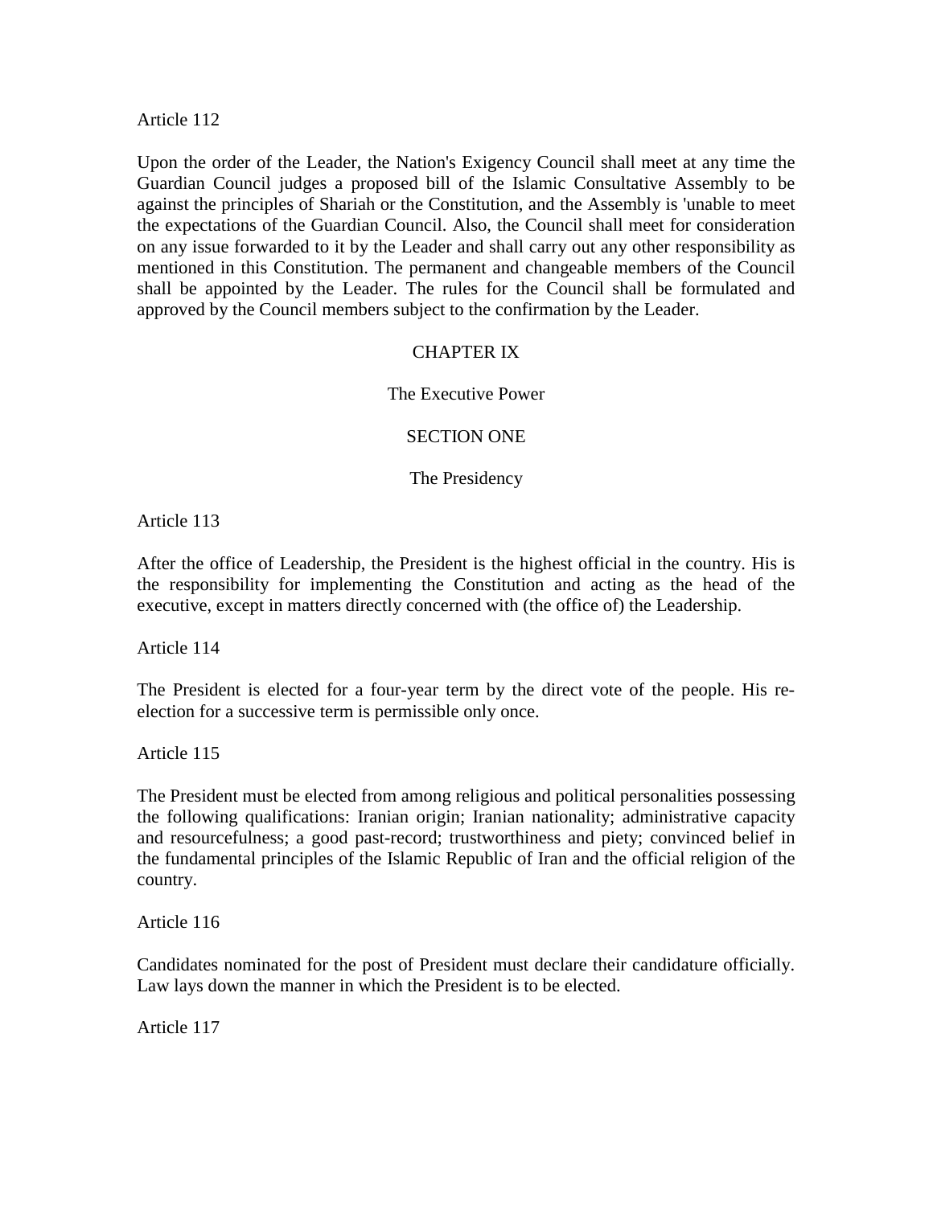Article 112

Upon the order of the Leader, the Nation's Exigency Council shall meet at any time the Guardian Council judges a proposed bill of the Islamic Consultative Assembly to be against the principles of Shariah or the Constitution, and the Assembly is 'unable to meet the expectations of the Guardian Council. Also, the Council shall meet for consideration on any issue forwarded to it by the Leader and shall carry out any other responsibility as mentioned in this Constitution. The permanent and changeable members of the Council shall be appointed by the Leader. The rules for the Council shall be formulated and approved by the Council members subject to the confirmation by the Leader.

## CHAPTER IX

## The Executive Power

### SECTION ONE

### The Presidency

Article 113

After the office of Leadership, the President is the highest official in the country. His is the responsibility for implementing the Constitution and acting as the head of the executive, except in matters directly concerned with (the office of) the Leadership.

Article 114

The President is elected for a four-year term by the direct vote of the people. His re-election for a successive term is permissible only once.

Article 115

The President must be elected from among religious and political personalities possessing the following qualifications: Iranian origin; Iranian nationality; administrative capacity and resourcefulness; a good past-record; trustworthiness and piety; convinced belief in the fundamental principles of the Islamic Republic of Iran and the official religion of the country.

Article 116

Candidates nominated for the post of President must declare their candidature officially. Law lays down the manner in which the President is to be elected.

Article 117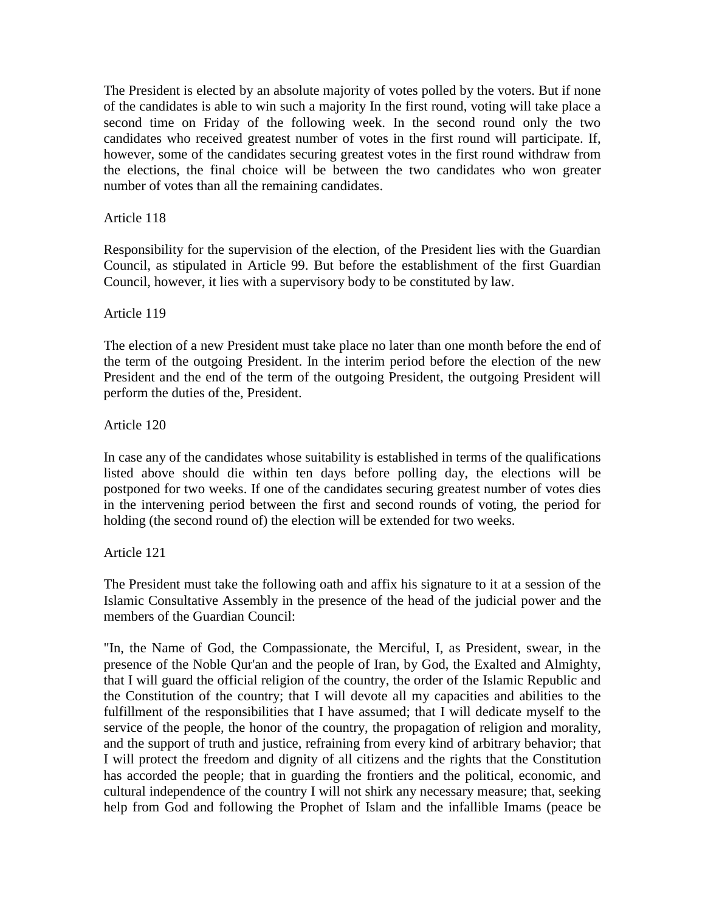The President is elected by an absolute majority of votes polled by the voters. But if none of the candidates is able to win such a majority In the first round, voting will take place a second time on Friday of the following week. In the second round only the two candidates who received greatest number of votes in the first round will participate. If, however, some of the candidates securing greatest votes in the first round withdraw from the elections, the final choice will be between the two candidates who won greater number of votes than all the remaining candidates.

Article 118

Responsibility for the supervision of the election, of the President lies with the Guardian Council, as stipulated in Article 99. But before the establishment of the first Guardian Council, however, it lies with a supervisory body to be constituted by law.

Article 119

The election of a new President must take place no later than one month before the end of the term of the outgoing President. In the interim period before the election of the new President and the end of the term of the outgoing President, the outgoing President will perform the duties of the, President.

Article 120

In case any of the candidates whose suitability is established in terms of the qualifications listed above should die within ten days before polling day, the elections will be postponed for two weeks. If one of the candidates securing greatest number of votes dies in the intervening period between the first and second rounds of voting, the period for holding (the second round of) the election will be extended for two weeks.

Article 121

The President must take the following oath and affix his signature to it at a session of the Islamic Consultative Assembly in the presence of the head of the judicial power and the members of the Guardian Council:

"In, the Name of God, the Compassionate, the Merciful, I, as President, swear, in the presence of the Noble Qur'an and the people of Iran, by God, the Exalted and Almighty, that I will guard the official religion of the country, the order of the Islamic Republic and the Constitution of the country; that I will devote all my capacities and abilities to the fulfillment of the responsibilities that I have assumed; that I will dedicate myself to the service of the people, the honor of the country, the propagation of religion and morality, and the support of truth and justice, refraining from every kind of arbitrary behavior; that I will protect the freedom and dignity of all citizens and the rights that the Constitution has accorded the people; that in guarding the frontiers and the political, economic, and cultural independence of the country I will not shirk any necessary measure; that, seeking help from God and following the Prophet of Islam and the infallible Imams (peace be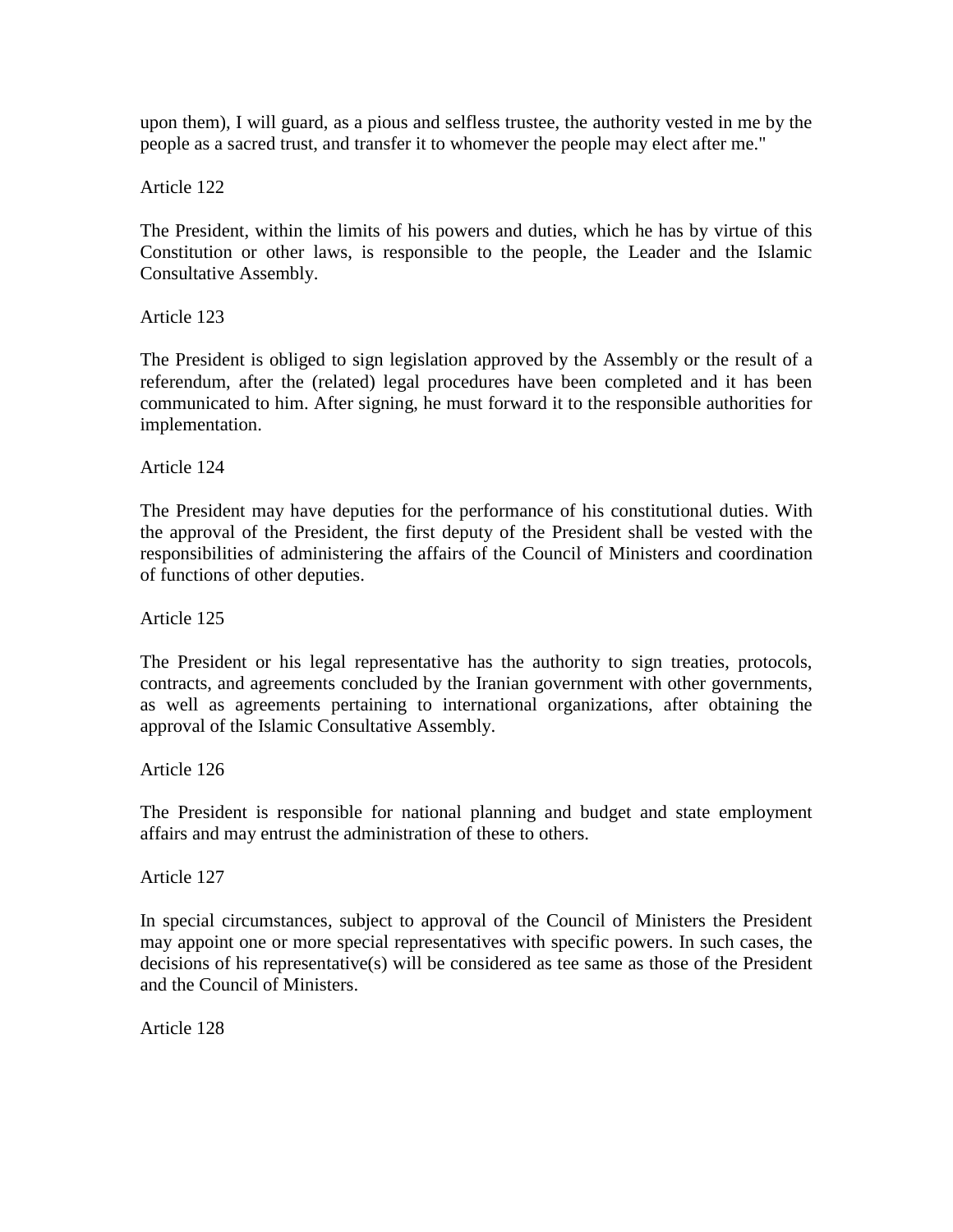upon them), I will guard, as a pious and selfless trustee, the authority vested in me by the people as a sacred trust, and transfer it to whomever the people may elect after me."

Article 122

The President, within the limits of his powers and duties, which he has by virtue of this Constitution or other laws, is responsible to the people, the Leader and the Islamic Consultative Assembly.

Article 123

The President is obliged to sign legislation approved by the Assembly or the result of a referendum, after the (related) legal procedures have been completed and it has been communicated to him. After signing, he must forward it to the responsible authorities for implementation.

Article 124

The President may have deputies for the performance of his constitutional duties. With the approval of the President, the first deputy of the President shall be vested with the responsibilities of administering the affairs of the Council of Ministers and coordination of functions of other deputies.

Article 125

The President or his legal representative has the authority to sign treaties, protocols, contracts, and agreements concluded by the Iranian government with other governments, as well as agreements pertaining to international organizations, after obtaining the approval of the Islamic Consultative Assembly.

Article 126

The President is responsible for national planning and budget and state employment affairs and may entrust the administration of these to others.

Article 127

In special circumstances, subject to approval of the Council of Ministers the President may appoint one or more special representatives with specific powers. In such cases, the decisions of his representative(s) will be considered as tee same as those of the President and the Council of Ministers.

Article 128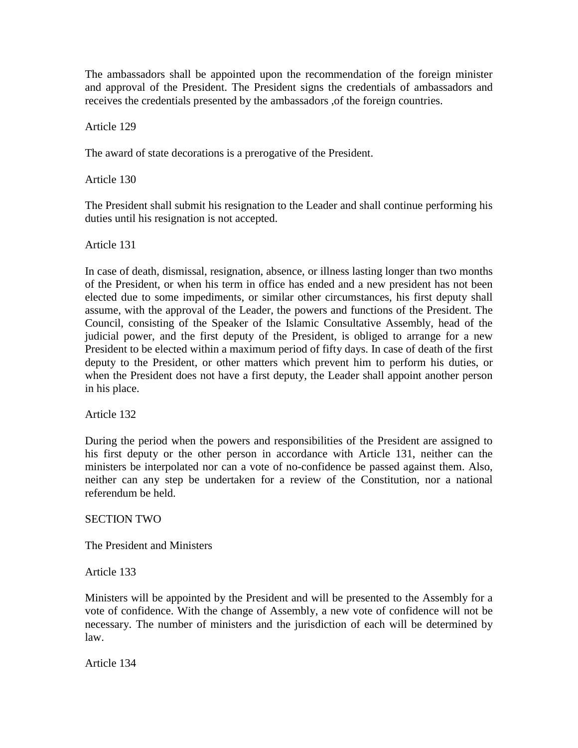The ambassadors shall be appointed upon the recommendation of the foreign minister and approval of the President. The President signs the credentials of ambassadors and receives the credentials presented by the ambassadors ,of the foreign countries.

Article 129

The award of state decorations is a prerogative of the President.

Article 130

The President shall submit his resignation to the Leader and shall continue performing his duties until his resignation is not accepted.

Article 131

In case of death, dismissal, resignation, absence, or illness lasting longer than two months of the President, or when his term in office has ended and a new president has not been elected due to some impediments, or similar other circumstances, his first deputy shall assume, with the approval of the Leader, the powers and functions of the President. The Council, consisting of the Speaker of the Islamic Consultative Assembly, head of the judicial power, and the first deputy of the President, is obliged to arrange for a new President to be elected within a maximum period of fifty days. In case of death of the first deputy to the President, or other matters which prevent him to perform his duties, or when the President does not have a first deputy, the Leader shall appoint another person in his place.

Article 132

During the period when the powers and responsibilities of the President are assigned to his first deputy or the other person in accordance with Article 131, neither can the ministers be interpolated nor can a vote of no-confidence be passed against them. Also, neither can any step be undertaken for a review of the Constitution, nor a national referendum be held.

## SECTION TWO

### The President and Ministers

Article 133

Ministers will be appointed by the President and will be presented to the Assembly for a vote of confidence. With the change of Assembly, a new vote of confidence will not be necessary. The number of ministers and the jurisdiction of each will be determined by law.

Article 134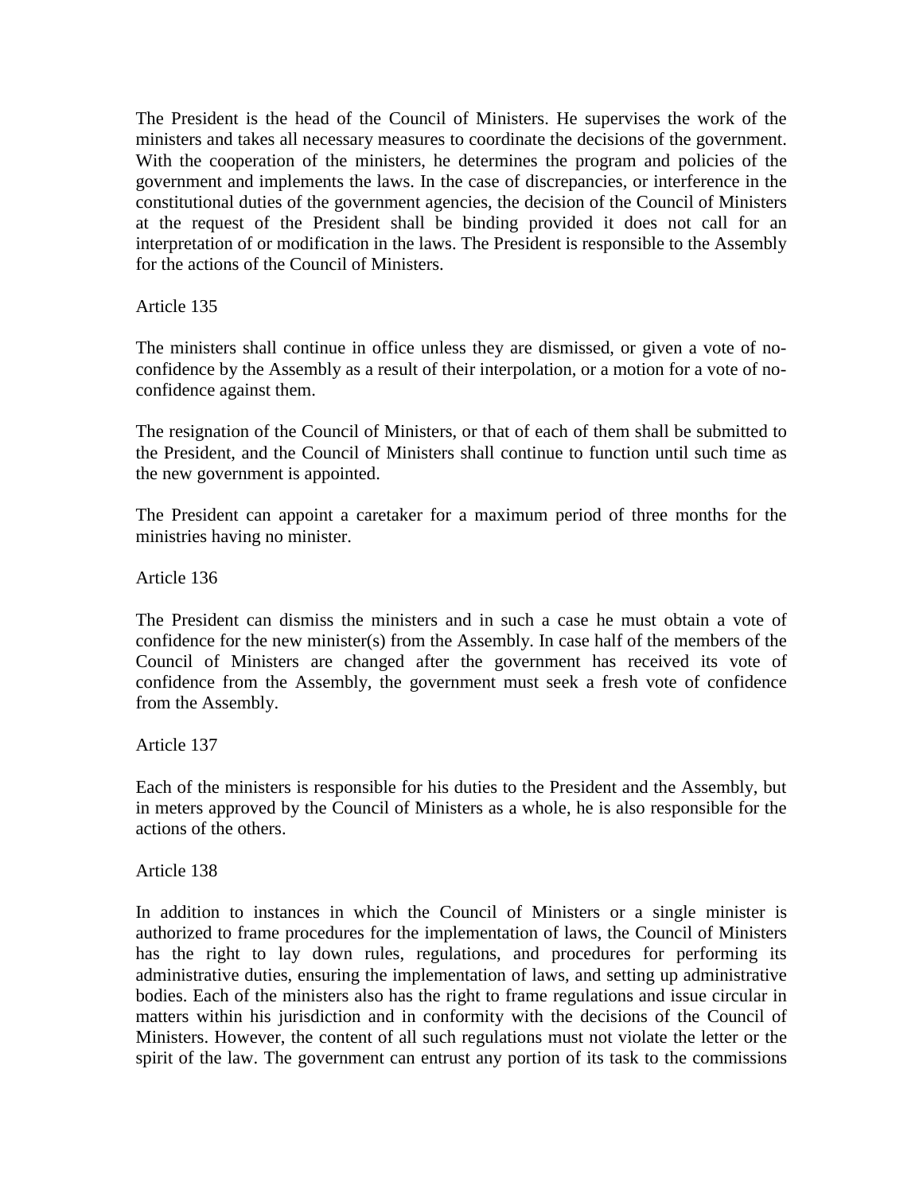The President is the head of the Council of Ministers. He supervises the work of the ministers and takes all necessary measures to coordinate the decisions of the government. With the cooperation of the ministers, he determines the program and policies of the government and implements the laws. In the case of discrepancies, or interference in the constitutional duties of the government agencies, the decision of the Council of Ministers at the request of the President shall be binding provided it does not call for an interpretation of or modification in the laws. The President is responsible to the Assembly for the actions of the Council of Ministers.

Article 135

The ministers shall continue in office unless they are dismissed, or given a vote of no-confidence by the Assembly as a result of their interpolation, or a motion for a vote of no-confidence against them.

The resignation of the Council of Ministers, or that of each of them shall be submitted to the President, and the Council of Ministers shall continue to function until such time as the new government is appointed.

The President can appoint a caretaker for a maximum period of three months for the ministries having no minister.

Article 136

The President can dismiss the ministers and in such a case he must obtain a vote of confidence for the new minister(s) from the Assembly. In case half of the members of the Council of Ministers are changed after the government has received its vote of confidence from the Assembly, the government must seek a fresh vote of confidence from the Assembly.

Article 137

Each of the ministers is responsible for his duties to the President and the Assembly, but in meters approved by the Council of Ministers as a whole, he is also responsible for the actions of the others.

Article 138

In addition to instances in which the Council of Ministers or a single minister is authorized to frame procedures for the implementation of laws, the Council of Ministers has the right to lay down rules, regulations, and procedures for performing its administrative duties, ensuring the implementation of laws, and setting up administrative bodies. Each of the ministers also has the right to frame regulations and issue circular in matters within his jurisdiction and in conformity with the decisions of the Council of Ministers. However, the content of all such regulations must not violate the letter or the spirit of the law. The government can entrust any portion of its task to the commissions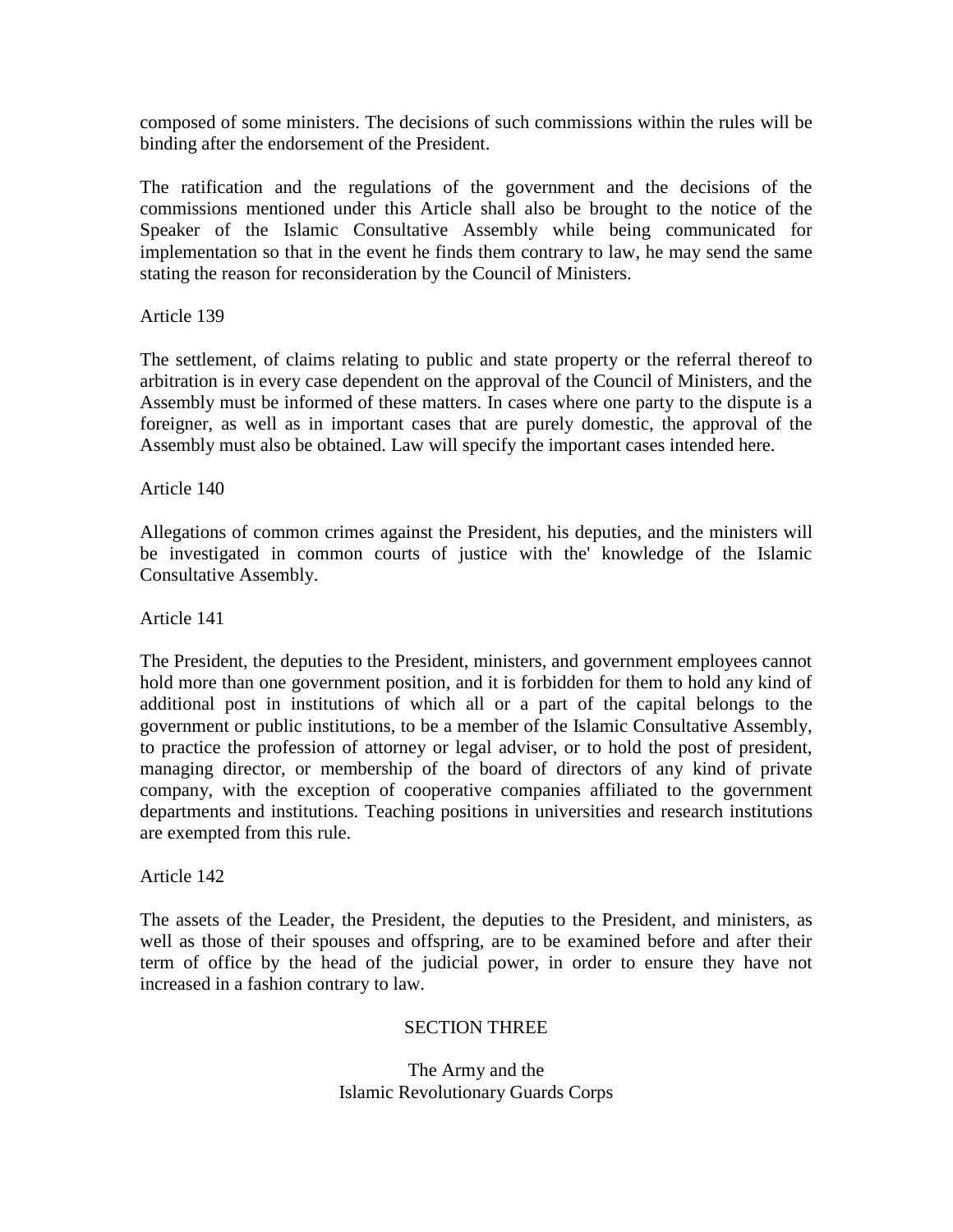composed of some ministers. The decisions of such commissions within the rules will be binding after the endorsement of the President.

The ratification and the regulations of the government and the decisions of the commissions mentioned under this Article shall also be brought to the notice of the Speaker of the Islamic Consultative Assembly while being communicated for implementation so that in the event he finds them contrary to law, he may send the same stating the reason for reconsideration by the Council of Ministers.

Article 139

The settlement, of claims relating to public and state property or the referral thereof to arbitration is in every case dependent on the approval of the Council of Ministers, and the Assembly must be informed of these matters. In cases where one party to the dispute is a foreigner, as well as in important cases that are purely domestic, the approval of the Assembly must also be obtained. Law will specify the important cases intended here.

Article 140

Allegations of common crimes against the President, his deputies, and the ministers will be investigated in common courts of justice with the' knowledge of the Islamic Consultative Assembly.

Article 141

The President, the deputies to the President, ministers, and government employees cannot hold more than one government position, and it is forbidden for them to hold any kind of additional post in institutions of which all or a part of the capital belongs to the government or public institutions, to be a member of the Islamic Consultative Assembly, to practice the profession of attorney or legal adviser, or to hold the post of president, managing director, or membership of the board of directors of any kind of private company, with the exception of cooperative companies affiliated to the government departments and institutions. Teaching positions in universities and research institutions are exempted from this rule.

Article 142

The assets of the Leader, the President, the deputies to the President, and ministers, as well as those of their spouses and offspring, are to be examined before and after their term of office by the head of the judicial power, in order to ensure they have not increased in a fashion contrary to law.

## SECTION THREE

## The Army and the Islamic Revolutionary Guards Corps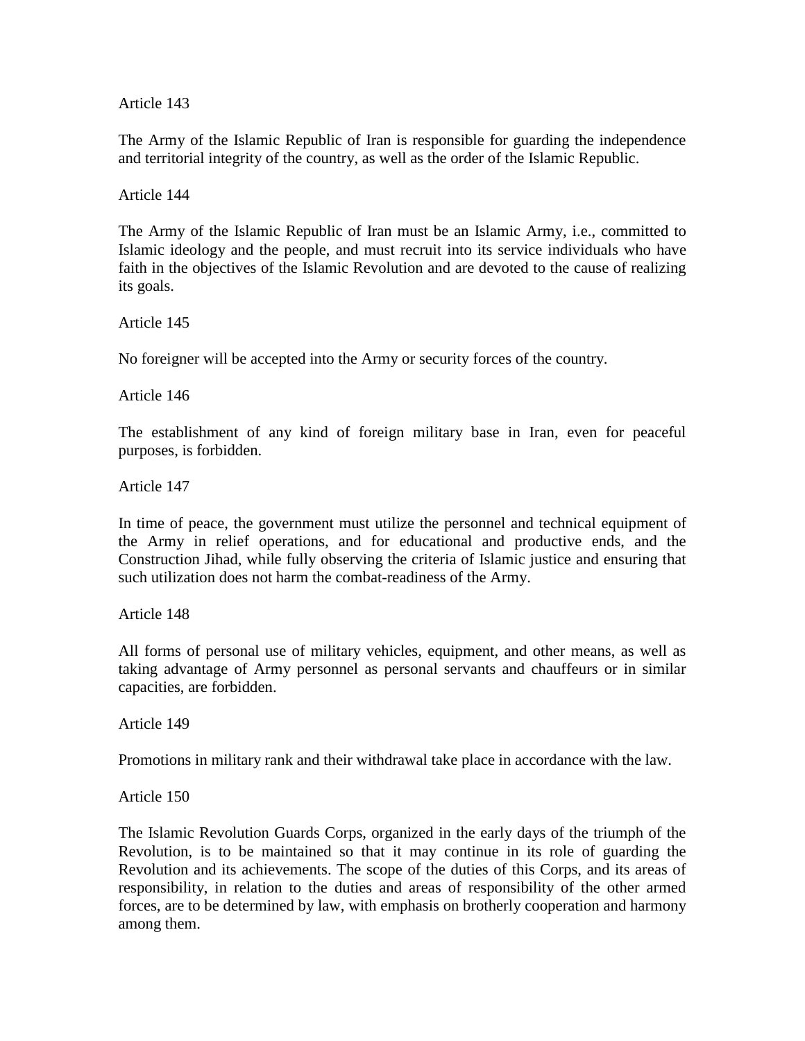Article 143

The Army of the Islamic Republic of Iran is responsible for guarding the independence and territorial integrity of the country, as well as the order of the Islamic Republic.

Article 144

The Army of the Islamic Republic of Iran must be an Islamic Army, i.e., committed to Islamic ideology and the people, and must recruit into its service individuals who have faith in the objectives of the Islamic Revolution and are devoted to the cause of realizing its goals.

Article 145

No foreigner will be accepted into the Army or security forces of the country.

Article 146

The establishment of any kind of foreign military base in Iran, even for peaceful purposes, is forbidden.

Article 147

In time of peace, the government must utilize the personnel and technical equipment of the Army in relief operations, and for educational and productive ends, and the Construction Jihad, while fully observing the criteria of Islamic justice and ensuring that such utilization does not harm the combat-readiness of the Army.

Article 148

All forms of personal use of military vehicles, equipment, and other means, as well as taking advantage of Army personnel as personal servants and chauffeurs or in similar capacities, are forbidden.

Article 149

Promotions in military rank and their withdrawal take place in accordance with the law.

Article 150

The Islamic Revolution Guards Corps, organized in the early days of the triumph of the Revolution, is to be maintained so that it may continue in its role of guarding the Revolution and its achievements. The scope of the duties of this Corps, and its areas of responsibility, in relation to the duties and areas of responsibility of the other armed forces, are to be determined by law, with emphasis on brotherly cooperation and harmony among them.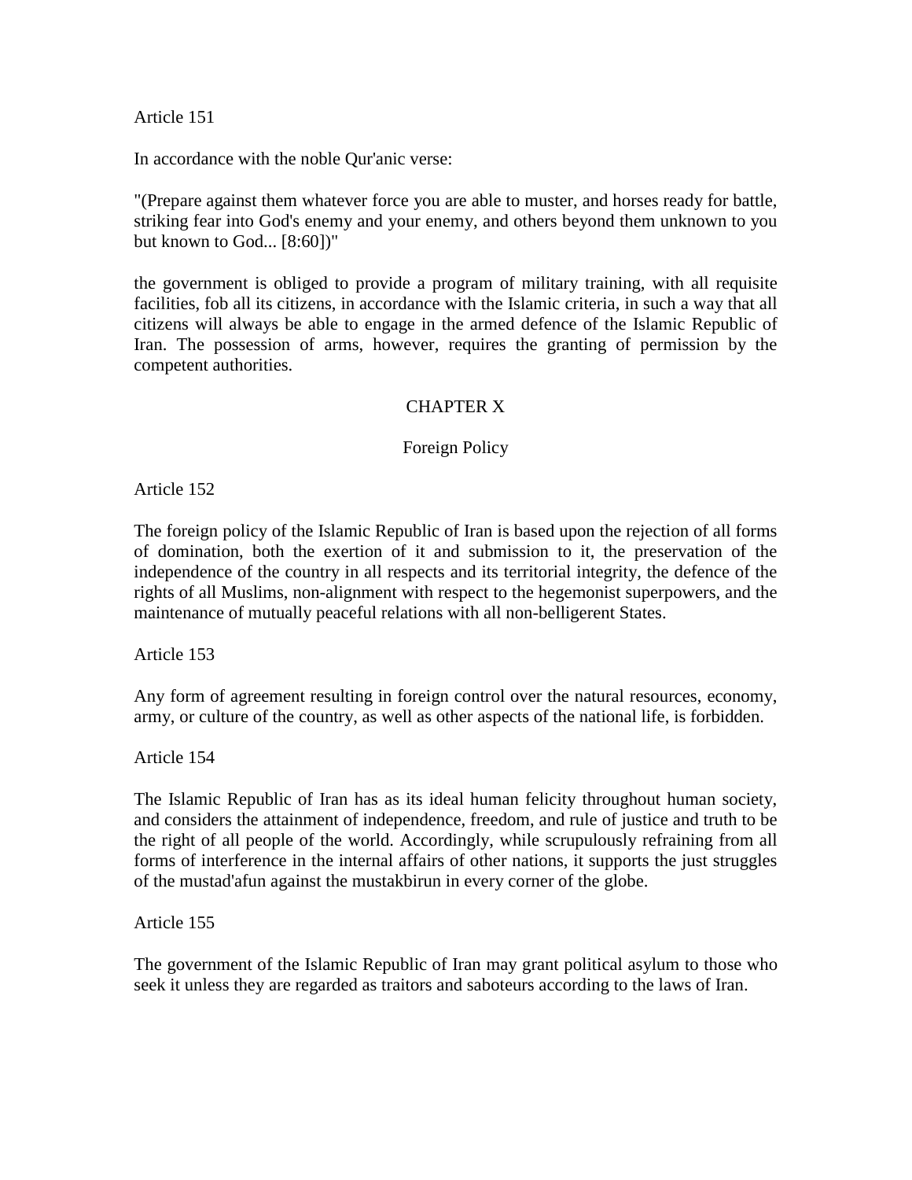Article 151

In accordance with the noble Qur'anic verse:

"(Prepare against them whatever force you are able to muster, and horses ready for battle, striking fear into God's enemy and your enemy, and others beyond them unknown to you but known to God... [8:60])"

the government is obliged to provide a program of military training, with all requisite facilities, fob all its citizens, in accordance with the Islamic criteria, in such a way that all citizens will always be able to engage in the armed defence of the Islamic Republic of Iran. The possession of arms, however, requires the granting of permission by the competent authorities.

## CHAPTER X

### Foreign Policy

Article 152

The foreign policy of the Islamic Republic of Iran is based upon the rejection of all forms of domination, both the exertion of it and submission to it, the preservation of the independence of the country in all respects and its territorial integrity, the defence of the rights of all Muslims, non-alignment with respect to the hegemonist superpowers, and the maintenance of mutually peaceful relations with all non-belligerent States.

Article 153

Any form of agreement resulting in foreign control over the natural resources, economy, army, or culture of the country, as well as other aspects of the national life, is forbidden.

Article 154

The Islamic Republic of Iran has as its ideal human felicity throughout human society, and considers the attainment of independence, freedom, and rule of justice and truth to be the right of all people of the world. Accordingly, while scrupulously refraining from all forms of interference in the internal affairs of other nations, it supports the just struggles of the mustad'afun against the mustakbirun in every corner of the globe.

Article 155

The government of the Islamic Republic of Iran may grant political asylum to those who seek it unless they are regarded as traitors and saboteurs according to the laws of Iran.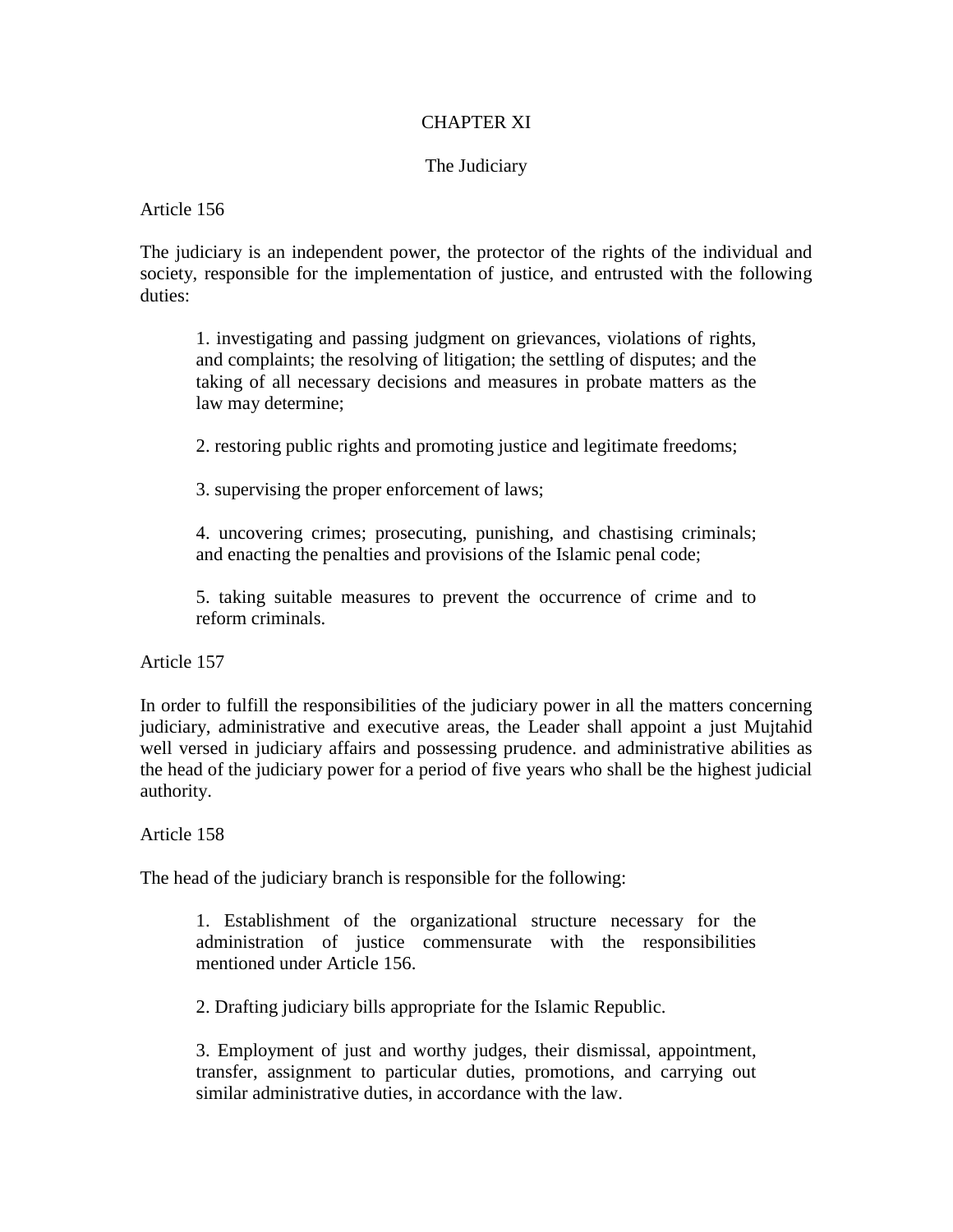# CHAPTER XI

## The Judiciary

### Article 156

The judiciary is an independent power, the protector of the rights of the individual and society, responsible for the implementation of justice, and entrusted with the following duties:

1. investigating and passing judgment on grievances, violations of rights, and complaints; the resolving of litigation; the settling of disputes; and the taking of all necessary decisions and measures in probate matters as the law may determine;

2. restoring public rights and promoting justice and legitimate freedoms;

3. supervising the proper enforcement of laws;

4. uncovering crimes; prosecuting, punishing, and chastising criminals; and enacting the penalties and provisions of the Islamic penal code;

5. taking suitable measures to prevent the occurrence of crime and to reform criminals.

### Article 157

In order to fulfill the responsibilities of the judiciary power in all the matters concerning judiciary, administrative and executive areas, the Leader shall appoint a just Mujtahid well versed in judiciary affairs and possessing prudence. and administrative abilities as the head of the judiciary power for a period of five years who shall be the highest judicial authority.

### Article 158

The head of the judiciary branch is responsible for the following:

1. Establishment of the organizational structure necessary for the administration of justice commensurate with the responsibilities mentioned under Article 156.

2. Drafting judiciary bills appropriate for the Islamic Republic.

3. Employment of just and worthy judges, their dismissal, appointment, transfer, assignment to particular duties, promotions, and carrying out similar administrative duties, in accordance with the law.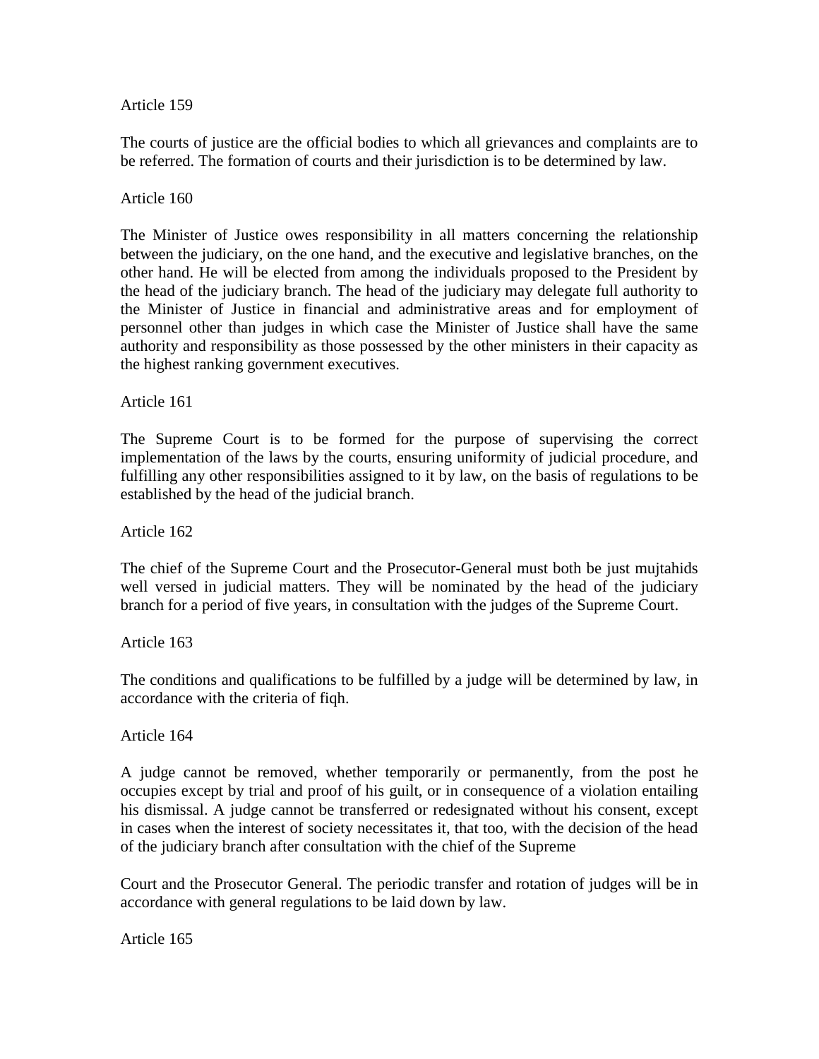Article 159

The courts of justice are the official bodies to which all grievances and complaints are to be referred. The formation of courts and their jurisdiction is to be determined by law.

Article 160

The Minister of Justice owes responsibility in all matters concerning the relationship between the judiciary, on the one hand, and the executive and legislative branches, on the other hand. He will be elected from among the individuals proposed to the President by the head of the judiciary branch. The head of the judiciary may delegate full authority to the Minister of Justice in financial and administrative areas and for employment of personnel other than judges in which case the Minister of Justice shall have the same authority and responsibility as those possessed by the other ministers in their capacity as the highest ranking government executives.

Article 161

The Supreme Court is to be formed for the purpose of supervising the correct implementation of the laws by the courts, ensuring uniformity of judicial procedure, and fulfilling any other responsibilities assigned to it by law, on the basis of regulations to be established by the head of the judicial branch.

Article 162

The chief of the Supreme Court and the Prosecutor-General must both be just mujtahids well versed in judicial matters. They will be nominated by the head of the judiciary branch for a period of five years, in consultation with the judges of the Supreme Court.

Article 163

The conditions and qualifications to be fulfilled by a judge will be determined by law, in accordance with the criteria of fiqh.

Article 164

A judge cannot be removed, whether temporarily or permanently, from the post he occupies except by trial and proof of his guilt, or in consequence of a violation entailing his dismissal. A judge cannot be transferred or redesignated without his consent, except in cases when the interest of society necessitates it, that too, with the decision of the head of the judiciary branch after consultation with the chief of the Supreme

Court and the Prosecutor General. The periodic transfer and rotation of judges will be in accordance with general regulations to be laid down by law.

Article 165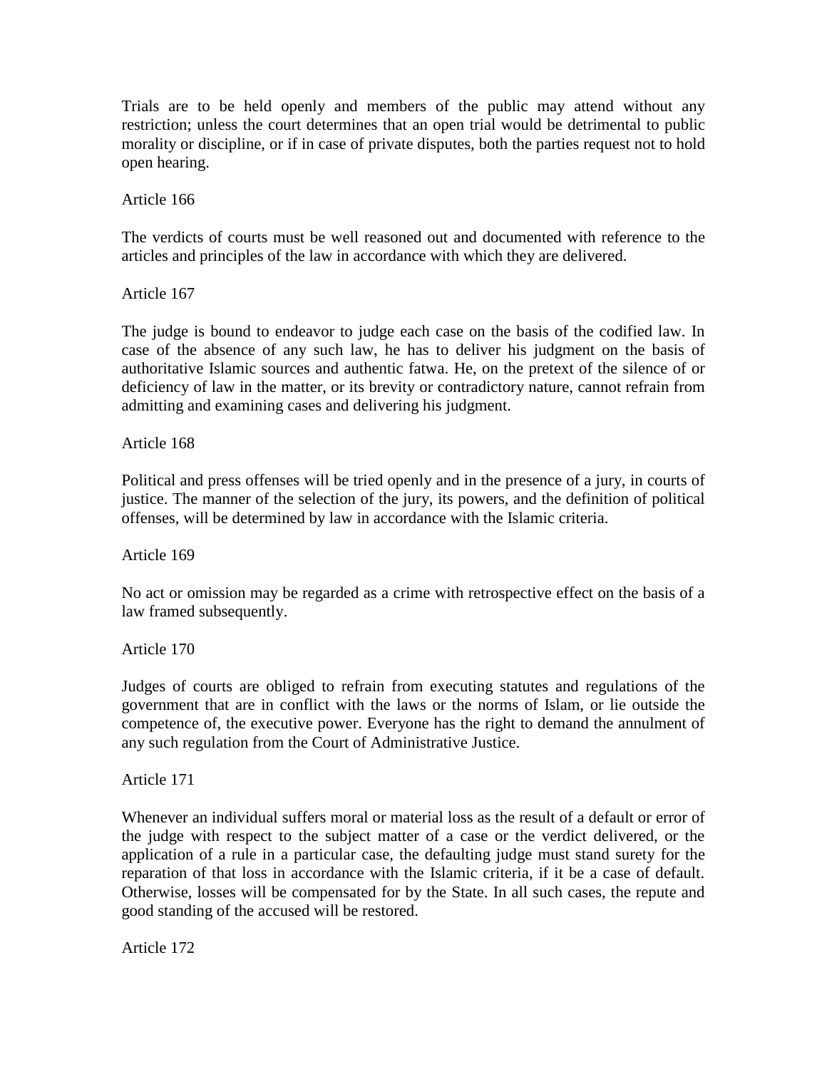Trials are to be held openly and members of the public may attend without any restriction; unless the court determines that an open trial would be detrimental to public morality or discipline, or if in case of private disputes, both the parties request not to hold open hearing.

Article 166

The verdicts of courts must be well reasoned out and documented with reference to the articles and principles of the law in accordance with which they are delivered.

Article 167

The judge is bound to endeavor to judge each case on the basis of the codified law. In case of the absence of any such law, he has to deliver his judgment on the basis of authoritative Islamic sources and authentic fatwa. He, on the pretext of the silence of or deficiency of law in the matter, or its brevity or contradictory nature, cannot refrain from admitting and examining cases and delivering his judgment.

Article 168

Political and press offenses will be tried openly and in the presence of a jury, in courts of justice. The manner of the selection of the jury, its powers, and the definition of political offenses, will be determined by law in accordance with the Islamic criteria.

Article 169

No act or omission may be regarded as a crime with retrospective effect on the basis of a law framed subsequently.

Article 170

Judges of courts are obliged to refrain from executing statutes and regulations of the government that are in conflict with the laws or the norms of Islam, or lie outside the competence of, the executive power. Everyone has the right to demand the annulment of any such regulation from the Court of Administrative Justice.

Article 171

Whenever an individual suffers moral or material loss as the result of a default or error of the judge with respect to the subject matter of a case or the verdict delivered, or the application of a rule in a particular case, the defaulting judge must stand surety for the reparation of that loss in accordance with the Islamic criteria, if it be a case of default. Otherwise, losses will be compensated for by the State. In all such cases, the repute and good standing of the accused will be restored.

Article 172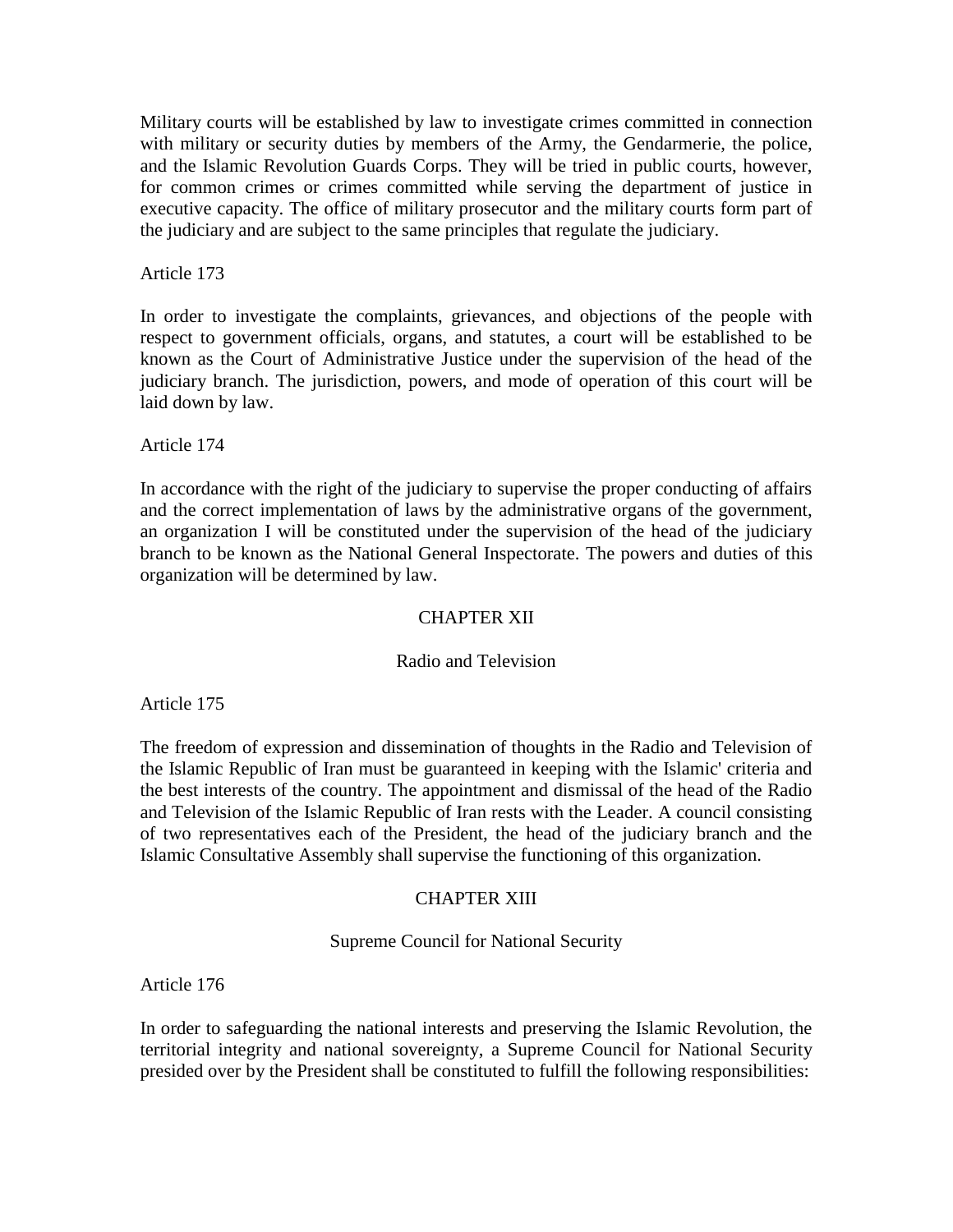Military courts will be established by law to investigate crimes committed in connection with military or security duties by members of the Army, the Gendarmerie, the police, and the Islamic Revolution Guards Corps. They will be tried in public courts, however, for common crimes or crimes committed while serving the department of justice in executive capacity. The office of military prosecutor and the military courts form part of the judiciary and are subject to the same principles that regulate the judiciary.

Article 173

In order to investigate the complaints, grievances, and objections of the people with respect to government officials, organs, and statutes, a court will be established to be known as the Court of Administrative Justice under the supervision of the head of the judiciary branch. The jurisdiction, powers, and mode of operation of this court will be laid down by law.

Article 174

In accordance with the right of the judiciary to supervise the proper conducting of affairs and the correct implementation of laws by the administrative organs of the government, an organization I will be constituted under the supervision of the head of the judiciary branch to be known as the National General Inspectorate. The powers and duties of this organization will be determined by law.

## CHAPTER XII

### Radio and Television

Article 175

The freedom of expression and dissemination of thoughts in the Radio and Television of the Islamic Republic of Iran must be guaranteed in keeping with the Islamic' criteria and the best interests of the country. The appointment and dismissal of the head of the Radio and Television of the Islamic Republic of Iran rests with the Leader. A council consisting of two representatives each of the President, the head of the judiciary branch and the Islamic Consultative Assembly shall supervise the functioning of this organization.

## CHAPTER XIII

### Supreme Council for National Security

Article 176

In order to safeguarding the national interests and preserving the Islamic Revolution, the territorial integrity and national sovereignty, a Supreme Council for National Security presided over by the President shall be constituted to fulfill the following responsibilities: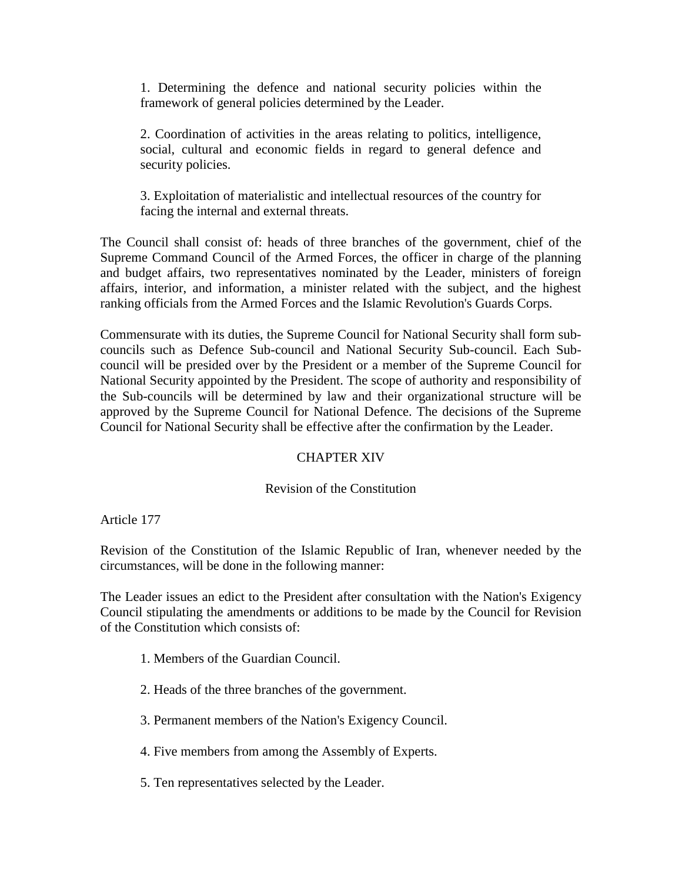1. Determining the defence and national security policies within the framework of general policies determined by the Leader.

2. Coordination of activities in the areas relating to politics, intelligence, social, cultural and economic fields in regard to general defence and security policies.

3. Exploitation of materialistic and intellectual resources of the country for facing the internal and external threats.

The Council shall consist of: heads of three branches of the government, chief of the Supreme Command Council of the Armed Forces, the officer in charge of the planning and budget affairs, two representatives nominated by the Leader, ministers of foreign affairs, interior, and information, a minister related with the subject, and the highest ranking officials from the Armed Forces and the Islamic Revolution's Guards Corps.

Commensurate with its duties, the Supreme Council for National Security shall form sub-councils such as Defence Sub-council and National Security Sub-council. Each Sub-council will be presided over by the President or a member of the Supreme Council for National Security appointed by the President. The scope of authority and responsibility of the Sub-councils will be determined by law and their organizational structure will be approved by the Supreme Council for National Defence. The decisions of the Supreme Council for National Security shall be effective after the confirmation by the Leader.

## CHAPTER XIV

## Revision of the Constitution

### Article 177

Revision of the Constitution of the Islamic Republic of Iran, whenever needed by the circumstances, will be done in the following manner:

The Leader issues an edict to the President after consultation with the Nation's Exigency Council stipulating the amendments or additions to be made by the Council for Revision of the Constitution which consists of:

1. Members of the Guardian Council.

2. Heads of the three branches of the government.

3. Permanent members of the Nation's Exigency Council.

4. Five members from among the Assembly of Experts.

5. Ten representatives selected by the Leader.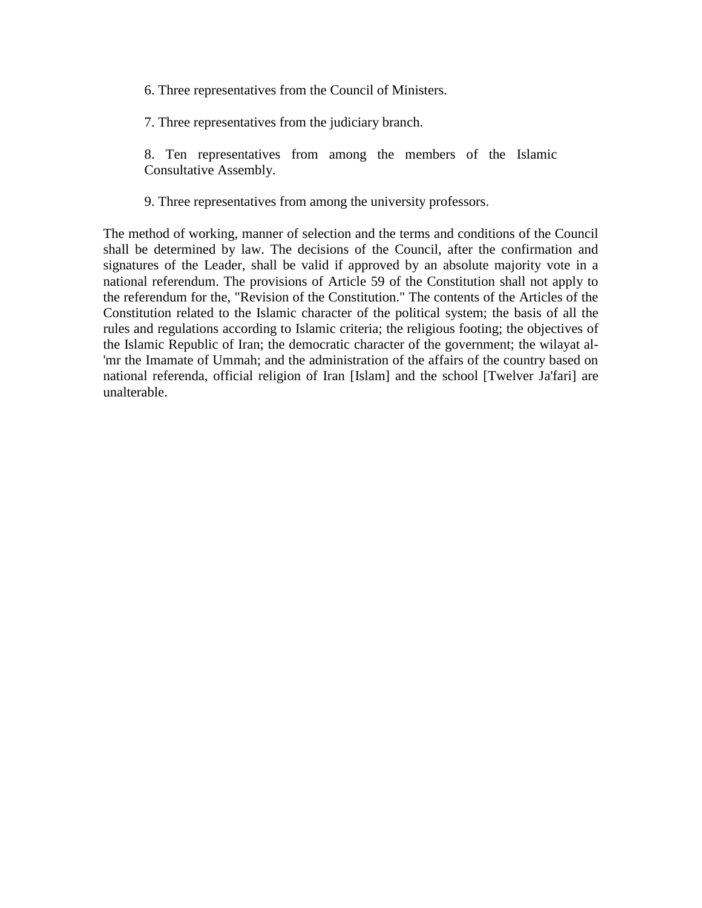6. Three representatives from the Council of Ministers.

7. Three representatives from the judiciary branch.

8. Ten representatives from among the members of the Islamic Consultative Assembly.

9. Three representatives from among the university professors.

The method of working, manner of selection and the terms and conditions of the Council shall be determined by law. The decisions of the Council, after the confirmation and signatures of the Leader, shall be valid if approved by an absolute majority vote in a national referendum. The provisions of Article 59 of the Constitution shall not apply to the referendum for the, "Revision of the Constitution." The contents of the Articles of the Constitution related to the Islamic character of the political system; the basis of all the rules and regulations according to Islamic criteria; the religious footing; the objectives of the Islamic Republic of Iran; the democratic character of the government; the wilayat al-'mr the Imamate of Ummah; and the administration of the affairs of the country based on national referenda, official religion of Iran [Islam] and the school [Twelver Ja'fari] are unalterable.